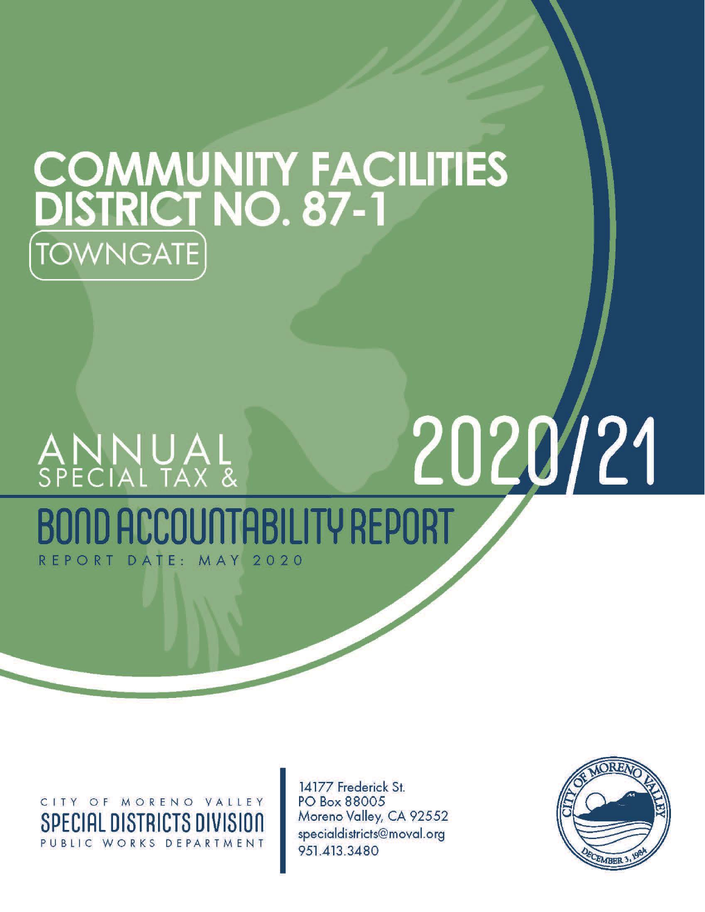# COMMUNITY FACILITIES DISTRICT NO. 87-1

TOWNGATE

# ANNUAL SPECIAL TAX & BOND ACCOUNTABILITY REPORT

# 2020/21

REPORT DATE: MAY 2020

CITY OF MORENO VALLEY
**SPECIAL DISTRICTS DIVISION**
PUBLIC WORKS DEPARTMENT

14177 Frederick St.
PO Box 88005
Moreno Valley, CA 92552
specialdistricts@moval.org
951.413.3480

CITY OF MORENO VALLEY
DECEMBER 3, 1984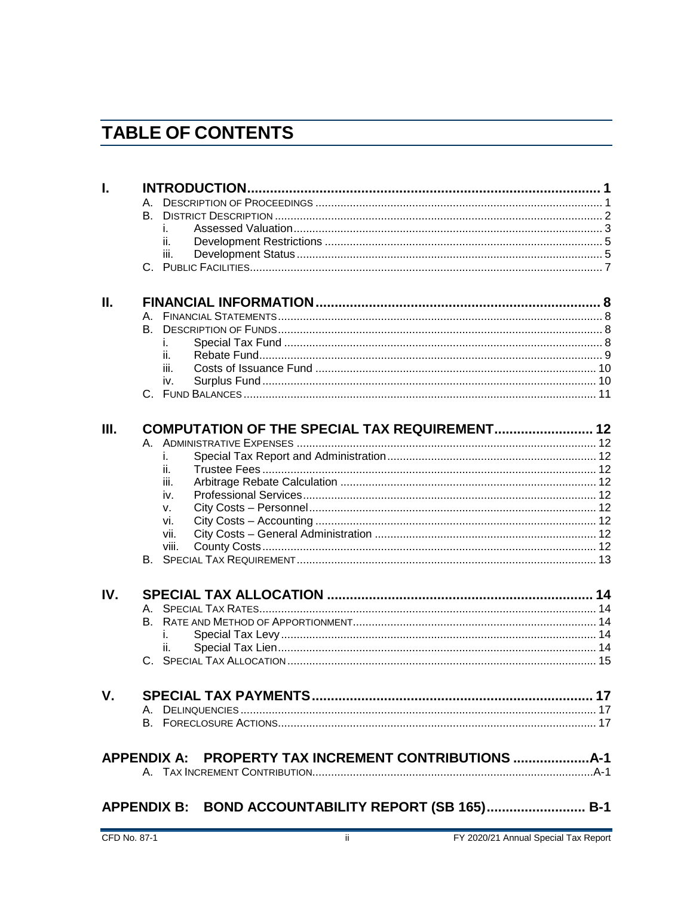# TABLE OF CONTENTS

**I. INTRODUCTION** ........ 1
- A. Description of Proceedings ........ 1
- B. District Description ........ 2
  - i. Assessed Valuation ........ 3
  - ii. Development Restrictions ........ 5
  - iii. Development Status ........ 5
- C. Public Facilities ........ 7

**II. FINANCIAL INFORMATION** ........ 8
- A. Financial Statements ........ 8
- B. Description of Funds ........ 8
  - i. Special Tax Fund ........ 8
  - ii. Rebate Fund ........ 9
  - iii. Costs of Issuance Fund ........ 10
  - iv. Surplus Fund ........ 10
- C. Fund Balances ........ 11

**III. COMPUTATION OF THE SPECIAL TAX REQUIREMENT** ........ 12
- A. Administrative Expenses ........ 12
  - i. Special Tax Report and Administration ........ 12
  - ii. Trustee Fees ........ 12
  - iii. Arbitrage Rebate Calculation ........ 12
  - iv. Professional Services ........ 12
  - v. City Costs – Personnel ........ 12
  - vi. City Costs – Accounting ........ 12
  - vii. City Costs – General Administration ........ 12
  - viii. County Costs ........ 12
- B. Special Tax Requirement ........ 13

**IV. SPECIAL TAX ALLOCATION** ........ 14
- A. Special Tax Rates ........ 14
- B. Rate and Method of Apportionment ........ 14
  - i. Special Tax Levy ........ 14
  - ii. Special Tax Lien ........ 14
- C. Special Tax Allocation ........ 15

**V. SPECIAL TAX PAYMENTS** ........ 17
- A. Delinquencies ........ 17
- B. Foreclosure Actions ........ 17

**APPENDIX A: PROPERTY TAX INCREMENT CONTRIBUTIONS** ........ A-1
- A. Tax Increment Contribution ........ A-1

**APPENDIX B: BOND ACCOUNTABILITY REPORT (SB 165)** ........ B-1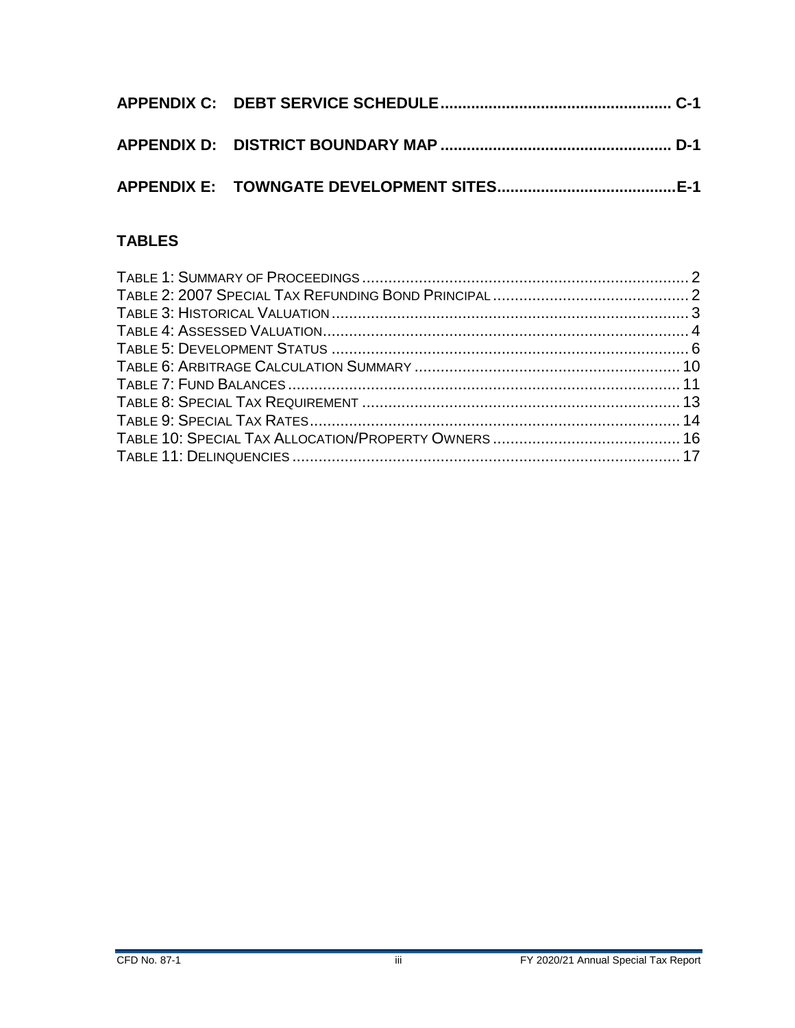**APPENDIX C: DEBT SERVICE SCHEDULE .................................................... C-1**

**APPENDIX D: DISTRICT BOUNDARY MAP .................................................... D-1**

**APPENDIX E: TOWNGATE DEVELOPMENT SITES ........................................ E-1**

## TABLES

TABLE 1: SUMMARY OF PROCEEDINGS ........................................................................ 2
TABLE 2: 2007 SPECIAL TAX REFUNDING BOND PRINCIPAL ............................................ 2
TABLE 3: HISTORICAL VALUATION ................................................................................ 3
TABLE 4: ASSESSED VALUATION ................................................................................... 4
TABLE 5: DEVELOPMENT STATUS ................................................................................. 6
TABLE 6: ARBITRAGE CALCULATION SUMMARY ........................................................... 10
TABLE 7: FUND BALANCES ........................................................................................ 11
TABLE 8: SPECIAL TAX REQUIREMENT ........................................................................ 13
TABLE 9: SPECIAL TAX RATES .................................................................................... 14
TABLE 10: SPECIAL TAX ALLOCATION/PROPERTY OWNERS .......................................... 16
TABLE 11: DELINQUENCIES ........................................................................................ 17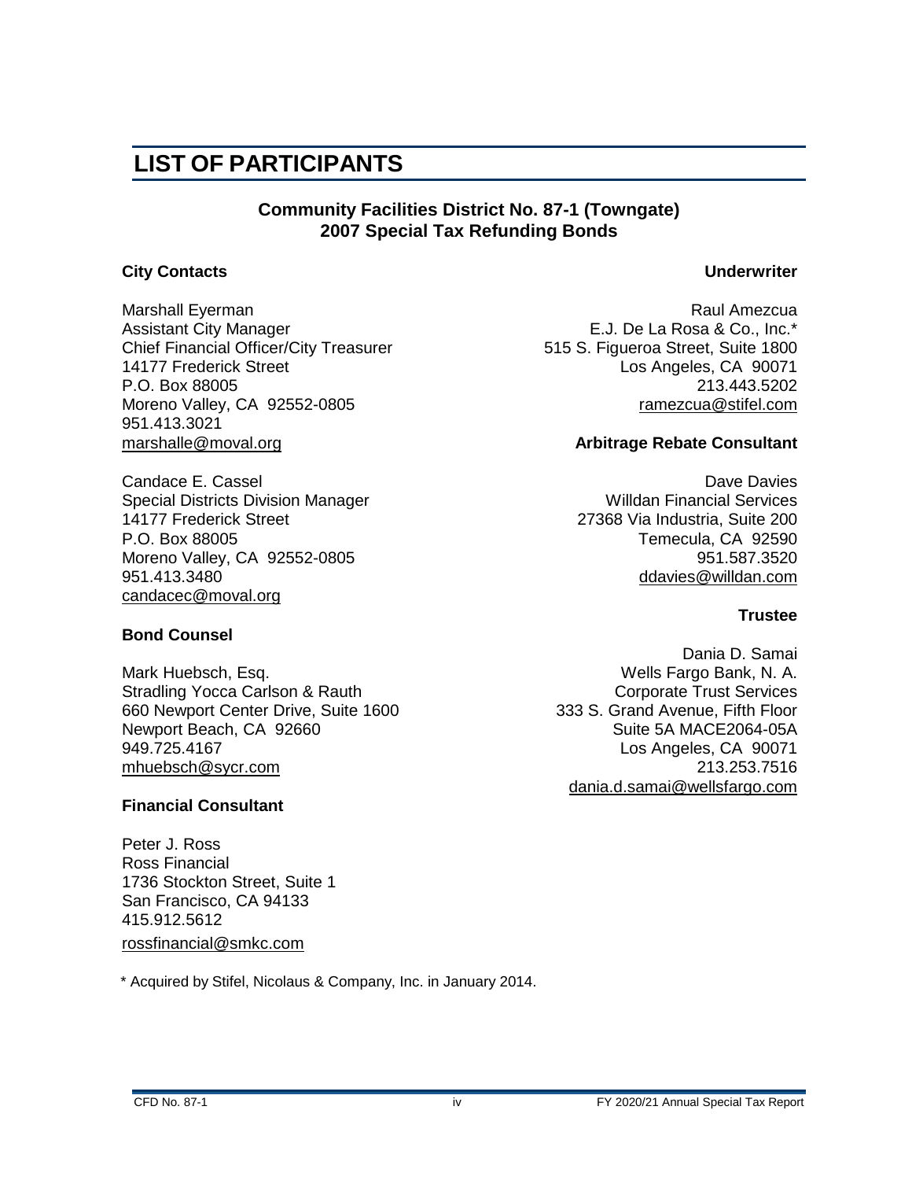# LIST OF PARTICIPANTS

**Community Facilities District No. 87-1 (Towngate)**
**2007 Special Tax Refunding Bonds**

**City Contacts**

Marshall Eyerman
Assistant City Manager
Chief Financial Officer/City Treasurer
14177 Frederick Street
P.O. Box 88005
Moreno Valley, CA 92552-0805
951.413.3021
marshalle@moval.org

Candace E. Cassel
Special Districts Division Manager
14177 Frederick Street
P.O. Box 88005
Moreno Valley, CA 92552-0805
951.413.3480
candacec@moval.org

**Bond Counsel**

Mark Huebsch, Esq.
Stradling Yocca Carlson & Rauth
660 Newport Center Drive, Suite 1600
Newport Beach, CA 92660
949.725.4167
mhuebsch@sycr.com

**Financial Consultant**

Peter J. Ross
Ross Financial
1736 Stockton Street, Suite 1
San Francisco, CA 94133
415.912.5612
rossfinancial@smkc.com

**Underwriter**

Raul Amezcua
E.J. De La Rosa & Co., Inc.*
515 S. Figueroa Street, Suite 1800
Los Angeles, CA 90071
213.443.5202
ramezcua@stifel.com

**Arbitrage Rebate Consultant**

Dave Davies
Willdan Financial Services
27368 Via Industria, Suite 200
Temecula, CA 92590
951.587.3520
ddavies@willdan.com

**Trustee**

Dania D. Samai
Wells Fargo Bank, N. A.
Corporate Trust Services
333 S. Grand Avenue, Fifth Floor
Suite 5A MACE2064-05A
Los Angeles, CA 90071
213.253.7516
dania.d.samai@wellsfargo.com

\* Acquired by Stifel, Nicolaus & Company, Inc. in January 2014.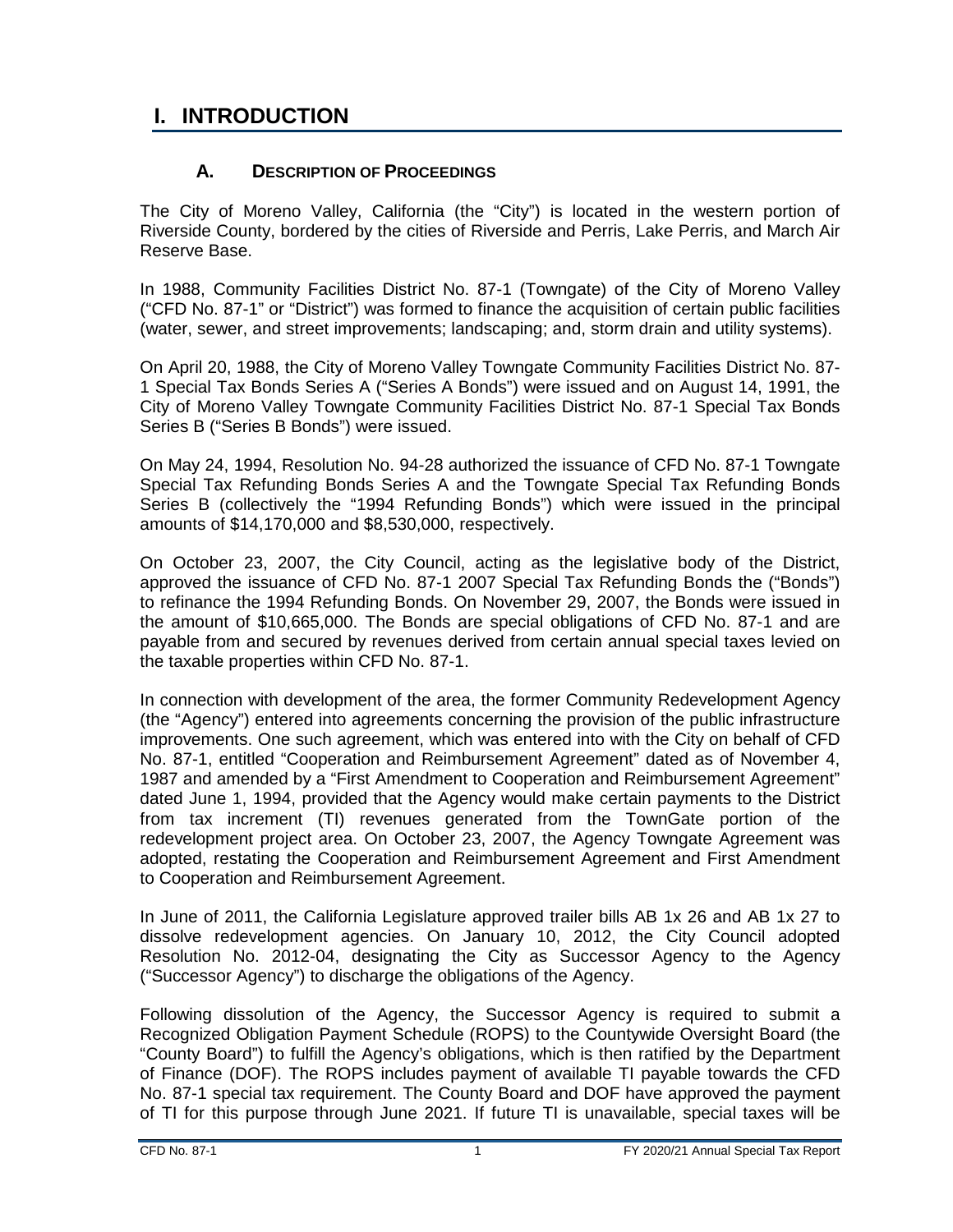# I. INTRODUCTION

## A. Description of Proceedings

The City of Moreno Valley, California (the "City") is located in the western portion of Riverside County, bordered by the cities of Riverside and Perris, Lake Perris, and March Air Reserve Base.

In 1988, Community Facilities District No. 87-1 (Towngate) of the City of Moreno Valley ("CFD No. 87-1" or "District") was formed to finance the acquisition of certain public facilities (water, sewer, and street improvements; landscaping; and, storm drain and utility systems).

On April 20, 1988, the City of Moreno Valley Towngate Community Facilities District No. 87-1 Special Tax Bonds Series A ("Series A Bonds") were issued and on August 14, 1991, the City of Moreno Valley Towngate Community Facilities District No. 87-1 Special Tax Bonds Series B ("Series B Bonds") were issued.

On May 24, 1994, Resolution No. 94-28 authorized the issuance of CFD No. 87-1 Towngate Special Tax Refunding Bonds Series A and the Towngate Special Tax Refunding Bonds Series B (collectively the "1994 Refunding Bonds") which were issued in the principal amounts of $14,170,000 and $8,530,000, respectively.

On October 23, 2007, the City Council, acting as the legislative body of the District, approved the issuance of CFD No. 87-1 2007 Special Tax Refunding Bonds the ("Bonds") to refinance the 1994 Refunding Bonds. On November 29, 2007, the Bonds were issued in the amount of $10,665,000. The Bonds are special obligations of CFD No. 87-1 and are payable from and secured by revenues derived from certain annual special taxes levied on the taxable properties within CFD No. 87-1.

In connection with development of the area, the former Community Redevelopment Agency (the "Agency") entered into agreements concerning the provision of the public infrastructure improvements. One such agreement, which was entered into with the City on behalf of CFD No. 87-1, entitled "Cooperation and Reimbursement Agreement" dated as of November 4, 1987 and amended by a "First Amendment to Cooperation and Reimbursement Agreement" dated June 1, 1994, provided that the Agency would make certain payments to the District from tax increment (TI) revenues generated from the TownGate portion of the redevelopment project area. On October 23, 2007, the Agency Towngate Agreement was adopted, restating the Cooperation and Reimbursement Agreement and First Amendment to Cooperation and Reimbursement Agreement.

In June of 2011, the California Legislature approved trailer bills AB 1x 26 and AB 1x 27 to dissolve redevelopment agencies. On January 10, 2012, the City Council adopted Resolution No. 2012-04, designating the City as Successor Agency to the Agency ("Successor Agency") to discharge the obligations of the Agency.

Following dissolution of the Agency, the Successor Agency is required to submit a Recognized Obligation Payment Schedule (ROPS) to the Countywide Oversight Board (the "County Board") to fulfill the Agency's obligations, which is then ratified by the Department of Finance (DOF). The ROPS includes payment of available TI payable towards the CFD No. 87-1 special tax requirement. The County Board and DOF have approved the payment of TI for this purpose through June 2021. If future TI is unavailable, special taxes will be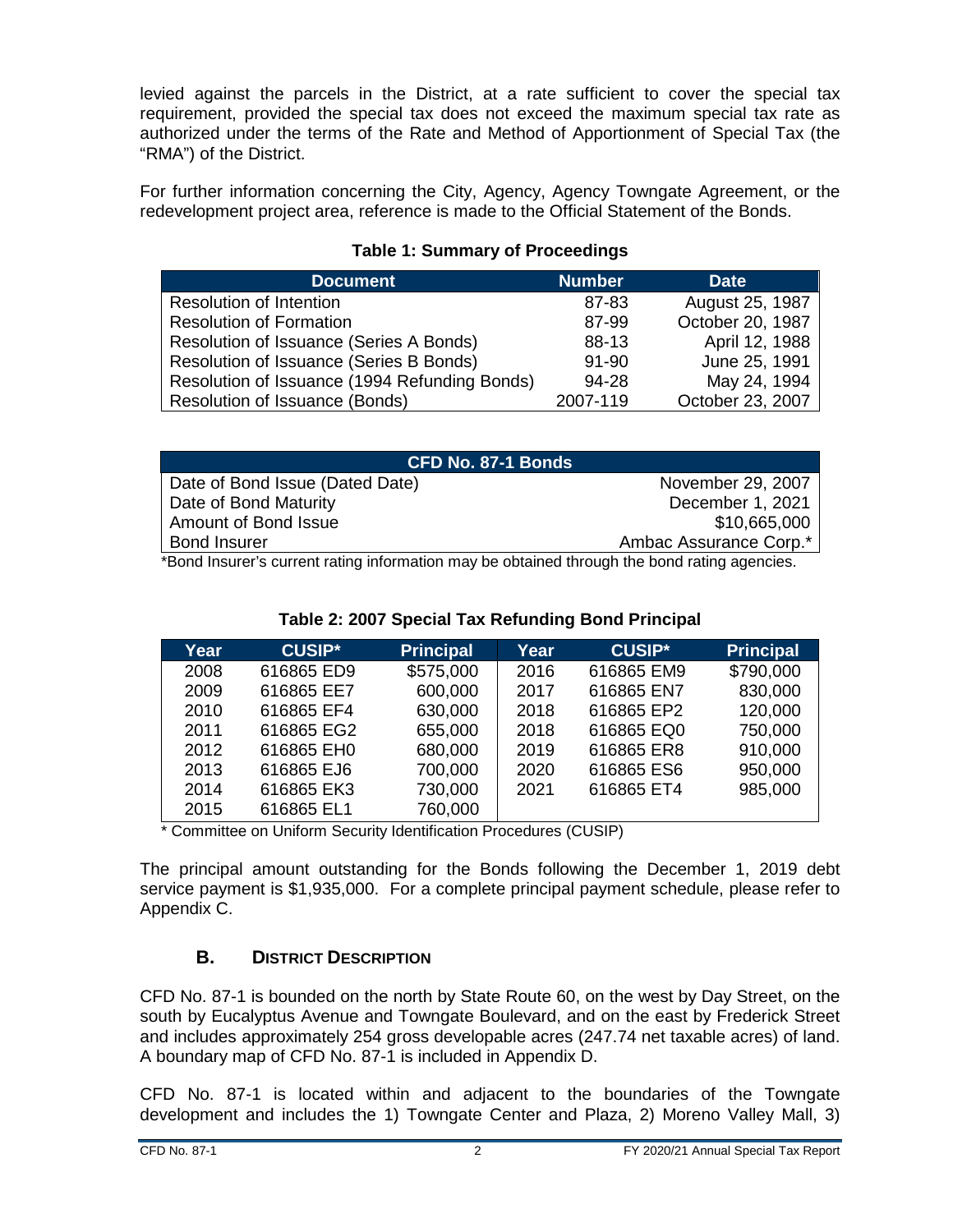levied against the parcels in the District, at a rate sufficient to cover the special tax requirement, provided the special tax does not exceed the maximum special tax rate as authorized under the terms of the Rate and Method of Apportionment of Special Tax (the "RMA") of the District.

For further information concerning the City, Agency, Agency Towngate Agreement, or the redevelopment project area, reference is made to the Official Statement of the Bonds.

**Table 1: Summary of Proceedings**

| Document | Number | Date |
|---|---|---|
| Resolution of Intention | 87-83 | August 25, 1987 |
| Resolution of Formation | 87-99 | October 20, 1987 |
| Resolution of Issuance (Series A Bonds) | 88-13 | April 12, 1988 |
| Resolution of Issuance (Series B Bonds) | 91-90 | June 25, 1991 |
| Resolution of Issuance (1994 Refunding Bonds) | 94-28 | May 24, 1994 |
| Resolution of Issuance (Bonds) | 2007-119 | October 23, 2007 |

| CFD No. 87-1 Bonds | |
|---|---|
| Date of Bond Issue (Dated Date) | November 29, 2007 |
| Date of Bond Maturity | December 1, 2021 |
| Amount of Bond Issue | $10,665,000 |
| Bond Insurer | Ambac Assurance Corp.* |

*Bond Insurer's current rating information may be obtained through the bond rating agencies.

**Table 2: 2007 Special Tax Refunding Bond Principal**

| Year | CUSIP* | Principal | Year | CUSIP* | Principal |
|---|---|---|---|---|---|
| 2008 | 616865 ED9 | $575,000 | 2016 | 616865 EM9 | $790,000 |
| 2009 | 616865 EE7 | 600,000 | 2017 | 616865 EN7 | 830,000 |
| 2010 | 616865 EF4 | 630,000 | 2018 | 616865 EP2 | 120,000 |
| 2011 | 616865 EG2 | 655,000 | 2018 | 616865 EQ0 | 750,000 |
| 2012 | 616865 EH0 | 680,000 | 2019 | 616865 ER8 | 910,000 |
| 2013 | 616865 EJ6 | 700,000 | 2020 | 616865 ES6 | 950,000 |
| 2014 | 616865 EK3 | 730,000 | 2021 | 616865 ET4 | 985,000 |
| 2015 | 616865 EL1 | 760,000 | | | |

\* Committee on Uniform Security Identification Procedures (CUSIP)

The principal amount outstanding for the Bonds following the December 1, 2019 debt service payment is $1,935,000. For a complete principal payment schedule, please refer to Appendix C.

## B. District Description

CFD No. 87-1 is bounded on the north by State Route 60, on the west by Day Street, on the south by Eucalyptus Avenue and Towngate Boulevard, and on the east by Frederick Street and includes approximately 254 gross developable acres (247.74 net taxable acres) of land. A boundary map of CFD No. 87-1 is included in Appendix D.

CFD No. 87-1 is located within and adjacent to the boundaries of the Towngate development and includes the 1) Towngate Center and Plaza, 2) Moreno Valley Mall, 3)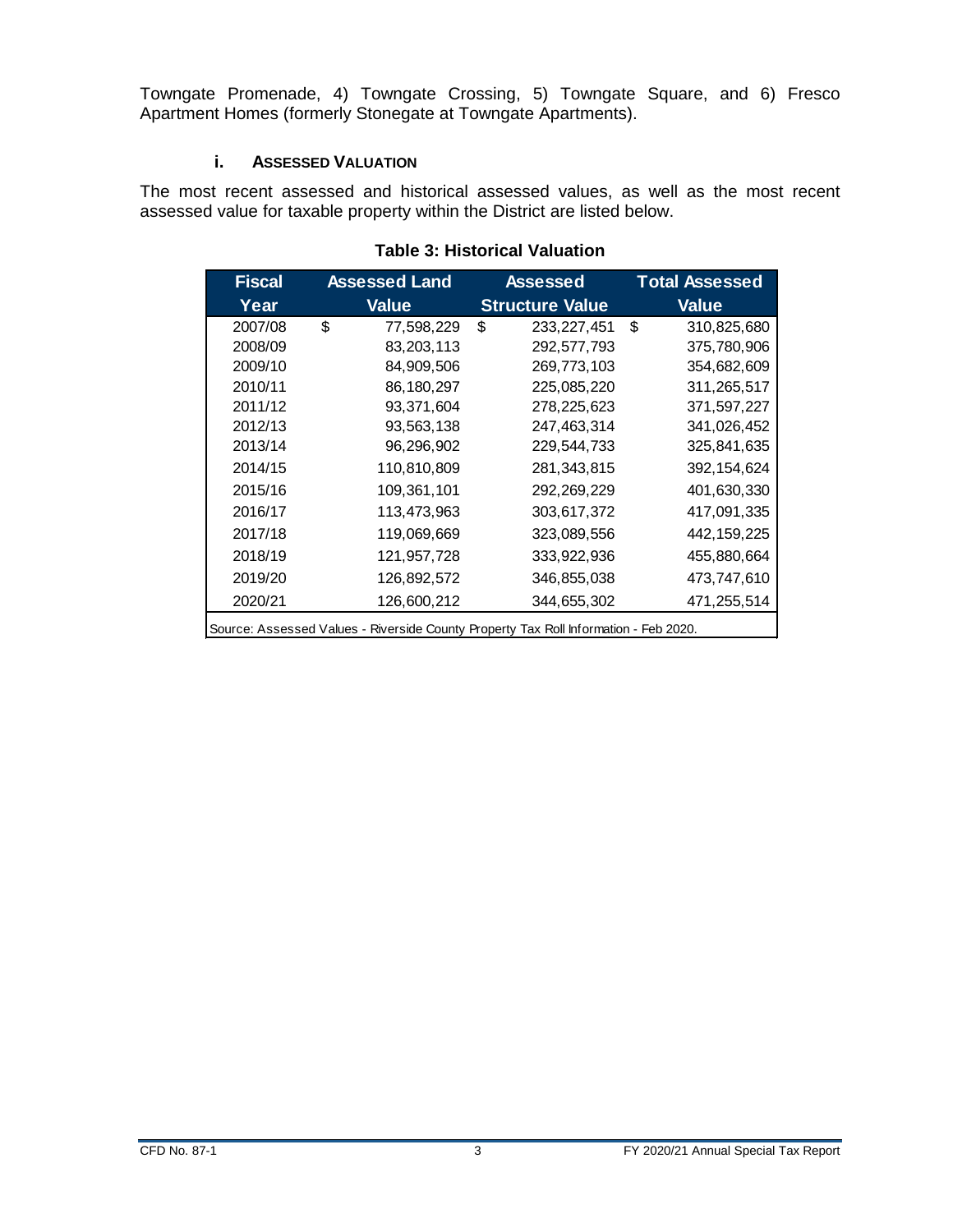Towngate Promenade, 4) Towngate Crossing, 5) Towngate Square, and 6) Fresco Apartment Homes (formerly Stonegate at Towngate Apartments).

### i. ASSESSED VALUATION

The most recent assessed and historical assessed values, as well as the most recent assessed value for taxable property within the District are listed below.

**Table 3: Historical Valuation**

| Fiscal Year | Assessed Land Value | Assessed Structure Value | Total Assessed Value |
|---|---|---|---|
| 2007/08 | $ 77,598,229 | $ 233,227,451 | $ 310,825,680 |
| 2008/09 | 83,203,113 | 292,577,793 | 375,780,906 |
| 2009/10 | 84,909,506 | 269,773,103 | 354,682,609 |
| 2010/11 | 86,180,297 | 225,085,220 | 311,265,517 |
| 2011/12 | 93,371,604 | 278,225,623 | 371,597,227 |
| 2012/13 | 93,563,138 | 247,463,314 | 341,026,452 |
| 2013/14 | 96,296,902 | 229,544,733 | 325,841,635 |
| 2014/15 | 110,810,809 | 281,343,815 | 392,154,624 |
| 2015/16 | 109,361,101 | 292,269,229 | 401,630,330 |
| 2016/17 | 113,473,963 | 303,617,372 | 417,091,335 |
| 2017/18 | 119,069,669 | 323,089,556 | 442,159,225 |
| 2018/19 | 121,957,728 | 333,922,936 | 455,880,664 |
| 2019/20 | 126,892,572 | 346,855,038 | 473,747,610 |
| 2020/21 | 126,600,212 | 344,655,302 | 471,255,514 |

Source: Assessed Values - Riverside County Property Tax Roll Information - Feb 2020.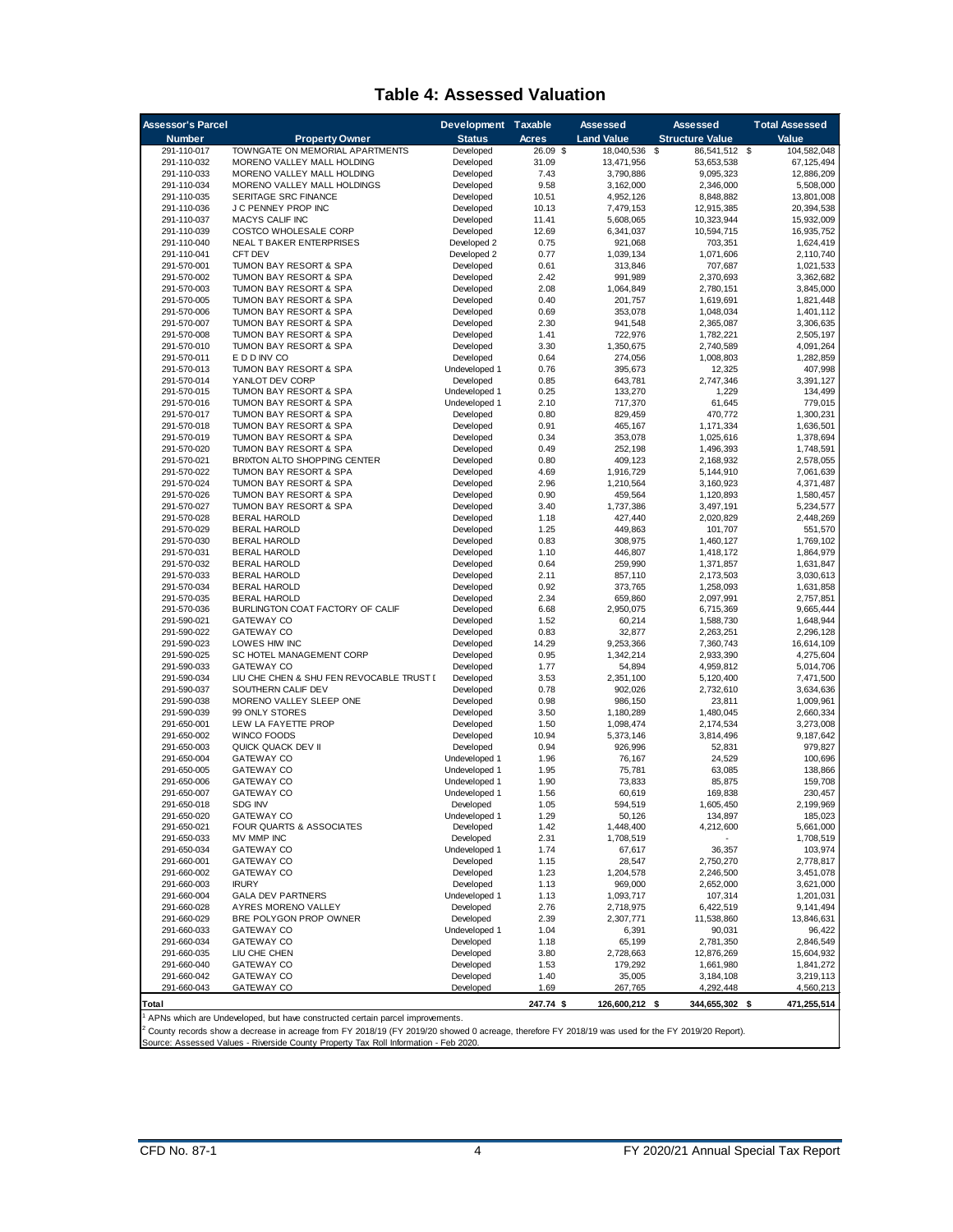## Table 4: Assessed Valuation

| Assessor's Parcel Number | Property Owner | Development Status | Taxable Acres | Assessed Land Value | Assessed Structure Value | Total Assessed Value |
|---|---|---|---|---|---|---|
| 291-110-017 | TOWNGATE ON MEMORIAL APARTMENTS | Developed | 26.09 $ | 18,040,536 $ | 86,541,512 $ | 104,582,048 |
| 291-110-032 | MORENO VALLEY MALL HOLDING | Developed | 31.09 | 13,471,956 | 53,653,538 | 67,125,494 |
| 291-110-033 | MORENO VALLEY MALL HOLDING | Developed | 7.43 | 3,790,886 | 9,095,323 | 12,886,209 |
| 291-110-034 | MORENO VALLEY MALL HOLDINGS | Developed | 9.58 | 3,162,000 | 2,346,000 | 5,508,000 |
| 291-110-035 | SERITAGE SRC FINANCE | Developed | 10.51 | 4,952,126 | 8,848,882 | 13,801,008 |
| 291-110-036 | J C PENNEY PROP INC | Developed | 10.13 | 7,479,153 | 12,915,385 | 20,394,538 |
| 291-110-037 | MACYS CALIF INC | Developed | 11.41 | 5,608,065 | 10,323,944 | 15,932,009 |
| 291-110-039 | COSTCO WHOLESALE CORP | Developed | 12.69 | 6,341,037 | 10,594,715 | 16,935,752 |
| 291-110-040 | NEAL T BAKER ENTERPRISES | Developed 2 | 0.75 | 921,068 | 703,351 | 1,624,419 |
| 291-110-041 | CFT DEV | Developed 2 | 0.77 | 1,039,134 | 1,071,606 | 2,110,740 |
| 291-570-001 | TUMON BAY RESORT & SPA | Developed | 0.61 | 313,846 | 707,687 | 1,021,533 |
| 291-570-002 | TUMON BAY RESORT & SPA | Developed | 2.42 | 991,989 | 2,370,693 | 3,362,682 |
| 291-570-003 | TUMON BAY RESORT & SPA | Developed | 2.08 | 1,064,849 | 2,780,151 | 3,845,000 |
| 291-570-005 | TUMON BAY RESORT & SPA | Developed | 0.40 | 201,757 | 1,619,691 | 1,821,448 |
| 291-570-006 | TUMON BAY RESORT & SPA | Developed | 0.69 | 353,078 | 1,048,034 | 1,401,112 |
| 291-570-007 | TUMON BAY RESORT & SPA | Developed | 2.30 | 941,548 | 2,365,087 | 3,306,635 |
| 291-570-008 | TUMON BAY RESORT & SPA | Developed | 1.41 | 722,976 | 1,782,221 | 2,505,197 |
| 291-570-010 | TUMON BAY RESORT & SPA | Developed | 3.30 | 1,350,675 | 2,740,589 | 4,091,264 |
| 291-570-011 | E D D INV CO | Developed | 0.64 | 274,056 | 1,008,803 | 1,282,859 |
| 291-570-013 | TUMON BAY RESORT & SPA | Undeveloped 1 | 0.76 | 395,673 | 12,325 | 407,998 |
| 291-570-014 | YANLOT DEV CORP | Developed | 0.85 | 643,781 | 2,747,346 | 3,391,127 |
| 291-570-015 | TUMON BAY RESORT & SPA | Undeveloped 1 | 0.25 | 133,270 | 1,229 | 134,499 |
| 291-570-016 | TUMON BAY RESORT & SPA | Undeveloped 1 | 2.10 | 717,370 | 61,645 | 779,015 |
| 291-570-017 | TUMON BAY RESORT & SPA | Developed | 0.80 | 829,459 | 470,772 | 1,300,231 |
| 291-570-018 | TUMON BAY RESORT & SPA | Developed | 0.91 | 465,167 | 1,171,334 | 1,636,501 |
| 291-570-019 | TUMON BAY RESORT & SPA | Developed | 0.34 | 353,078 | 1,025,616 | 1,378,694 |
| 291-570-020 | TUMON BAY RESORT & SPA | Developed | 0.49 | 252,198 | 1,496,393 | 1,748,591 |
| 291-570-021 | BRIXTON ALTO SHOPPING CENTER | Developed | 0.80 | 409,123 | 2,168,932 | 2,578,055 |
| 291-570-022 | TUMON BAY RESORT & SPA | Developed | 4.69 | 1,916,729 | 5,144,910 | 7,061,639 |
| 291-570-024 | TUMON BAY RESORT & SPA | Developed | 2.96 | 1,210,564 | 3,160,923 | 4,371,487 |
| 291-570-026 | TUMON BAY RESORT & SPA | Developed | 0.90 | 459,564 | 1,120,893 | 1,580,457 |
| 291-570-027 | TUMON BAY RESORT & SPA | Developed | 3.40 | 1,737,386 | 3,497,191 | 5,234,577 |
| 291-570-028 | BERAL HAROLD | Developed | 1.18 | 427,440 | 2,020,829 | 2,448,269 |
| 291-570-029 | BERAL HAROLD | Developed | 1.25 | 449,863 | 101,707 | 551,570 |
| 291-570-030 | BERAL HAROLD | Developed | 0.83 | 308,975 | 1,460,127 | 1,769,102 |
| 291-570-031 | BERAL HAROLD | Developed | 1.10 | 446,807 | 1,418,172 | 1,864,979 |
| 291-570-032 | BERAL HAROLD | Developed | 0.64 | 259,990 | 1,371,857 | 1,631,847 |
| 291-570-033 | BERAL HAROLD | Developed | 2.11 | 857,110 | 2,173,503 | 3,030,613 |
| 291-570-034 | BERAL HAROLD | Developed | 0.92 | 373,765 | 1,258,093 | 1,631,858 |
| 291-570-035 | BERAL HAROLD | Developed | 2.34 | 659,860 | 2,097,991 | 2,757,851 |
| 291-570-036 | BURLINGTON COAT FACTORY OF CALIF | Developed | 6.68 | 2,950,075 | 6,715,369 | 9,665,444 |
| 291-590-021 | GATEWAY CO | Developed | 1.52 | 60,214 | 1,588,730 | 1,648,944 |
| 291-590-022 | GATEWAY CO | Developed | 0.83 | 32,877 | 2,263,251 | 2,296,128 |
| 291-590-023 | LOWES HIW INC | Developed | 14.29 | 9,253,366 | 7,360,743 | 16,614,109 |
| 291-590-025 | SC HOTEL MANAGEMENT CORP | Developed | 0.95 | 1,342,214 | 2,933,390 | 4,275,604 |
| 291-590-033 | GATEWAY CO | Developed | 1.77 | 54,894 | 4,959,812 | 5,014,706 |
| 291-590-034 | LIU CHE CHEN & SHU FEN REVOCABLE TRUST I | Developed | 3.53 | 2,351,100 | 5,120,400 | 7,471,500 |
| 291-590-037 | SOUTHERN CALIF DEV | Developed | 0.78 | 902,026 | 2,732,610 | 3,634,636 |
| 291-590-038 | MORENO VALLEY SLEEP ONE | Developed | 0.98 | 986,150 | 23,811 | 1,009,961 |
| 291-590-039 | 99 ONLY STORES | Developed | 3.50 | 1,180,289 | 1,480,045 | 2,660,334 |
| 291-650-001 | LEW LA FAYETTE PROP | Developed | 1.50 | 1,098,474 | 2,174,534 | 3,273,008 |
| 291-650-002 | WINCO FOODS | Developed | 10.94 | 5,373,146 | 3,814,496 | 9,187,642 |
| 291-650-003 | QUICK QUACK DEV II | Developed | 0.94 | 926,996 | 52,831 | 979,827 |
| 291-650-004 | GATEWAY CO | Undeveloped 1 | 1.96 | 76,167 | 24,529 | 100,696 |
| 291-650-005 | GATEWAY CO | Undeveloped 1 | 1.95 | 75,781 | 63,085 | 138,866 |
| 291-650-006 | GATEWAY CO | Undeveloped 1 | 1.90 | 73,833 | 85,875 | 159,708 |
| 291-650-007 | GATEWAY CO | Undeveloped 1 | 1.56 | 60,619 | 169,838 | 230,457 |
| 291-650-018 | SDG INV | Developed | 1.05 | 594,519 | 1,605,450 | 2,199,969 |
| 291-650-020 | GATEWAY CO | Undeveloped 1 | 1.29 | 50,126 | 134,897 | 185,023 |
| 291-650-021 | FOUR QUARTS & ASSOCIATES | Developed | 1.42 | 1,448,400 | 4,212,600 | 5,661,000 |
| 291-650-033 | MV MMP INC | Developed | 2.31 | 1,708,519 | - | 1,708,519 |
| 291-650-034 | GATEWAY CO | Undeveloped 1 | 1.74 | 67,617 | 36,357 | 103,974 |
| 291-660-001 | GATEWAY CO | Developed | 1.15 | 28,547 | 2,750,270 | 2,778,817 |
| 291-660-002 | GATEWAY CO | Developed | 1.23 | 1,204,578 | 2,246,500 | 3,451,078 |
| 291-660-003 | IRURY | Developed | 1.13 | 969,000 | 2,652,000 | 3,621,000 |
| 291-660-004 | GALA DEV PARTNERS | Undeveloped 1 | 1.13 | 1,093,717 | 107,314 | 1,201,031 |
| 291-660-028 | AYRES MORENO VALLEY | Developed | 2.76 | 2,718,975 | 6,422,519 | 9,141,494 |
| 291-660-029 | BRE POLYGON PROP OWNER | Developed | 2.39 | 2,307,771 | 11,538,860 | 13,846,631 |
| 291-660-033 | GATEWAY CO | Undeveloped 1 | 1.04 | 6,391 | 90,031 | 96,422 |
| 291-660-034 | GATEWAY CO | Developed | 1.18 | 65,199 | 2,781,350 | 2,846,549 |
| 291-660-035 | LIU CHE CHEN | Developed | 3.80 | 2,728,663 | 12,876,269 | 15,604,932 |
| 291-660-040 | GATEWAY CO | Developed | 1.53 | 179,292 | 1,661,980 | 1,841,272 |
| 291-660-042 | GATEWAY CO | Developed | 1.40 | 35,005 | 3,184,108 | 3,219,113 |
| 291-660-043 | GATEWAY CO | Developed | 1.69 | 267,765 | 4,292,448 | 4,560,213 |
| **Total** | | | **247.74 $** | **126,600,212 $** | **344,655,302 $** | **471,255,514** |

[1] APNs which are Undeveloped, but have constructed certain parcel improvements.

[2] County records show a decrease in acreage from FY 2018/19 (FY 2019/20 showed 0 acreage, therefore FY 2018/19 was used for the FY 2019/20 Report).

Source: Assessed Values - Riverside County Property Tax Roll Information - Feb 2020.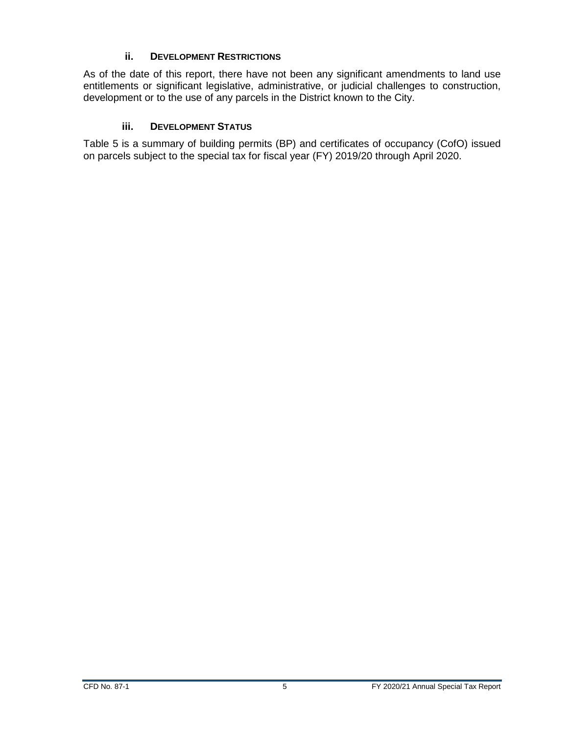### ii. Development Restrictions

As of the date of this report, there have not been any significant amendments to land use entitlements or significant legislative, administrative, or judicial challenges to construction, development or to the use of any parcels in the District known to the City.

### iii. Development Status

Table 5 is a summary of building permits (BP) and certificates of occupancy (CofO) issued on parcels subject to the special tax for fiscal year (FY) 2019/20 through April 2020.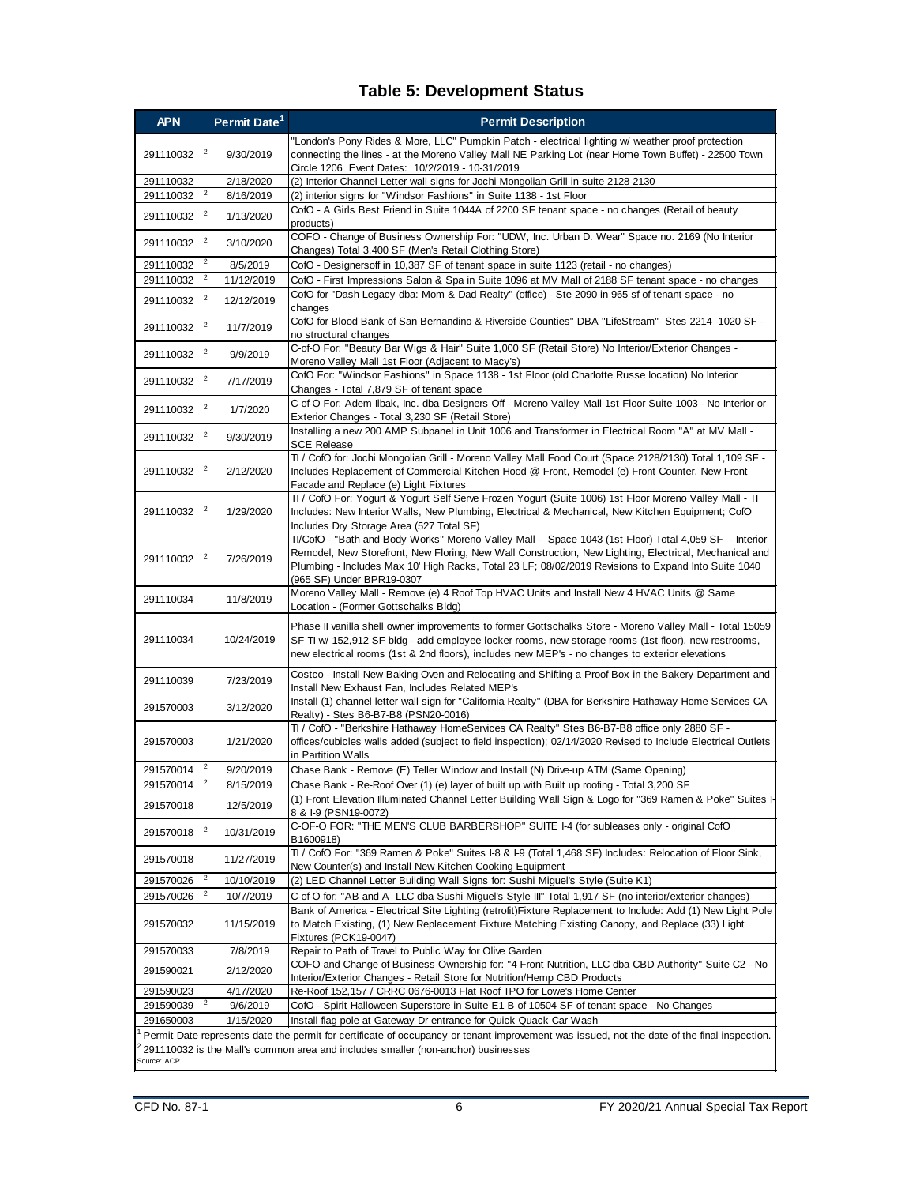# Table 5: Development Status

| APN | Permit Date[1] | Permit Description |
|---|---|---|
| 291110032 [2] | 9/30/2019 | "London's Pony Rides & More, LLC" Pumpkin Patch - electrical lighting w/ weather proof protection connecting the lines - at the Moreno Valley Mall NE Parking Lot (near Home Town Buffet) - 22500 Town Circle 1206 Event Dates: 10/2/2019 - 10-31/2019 |
| 291110032 | 2/18/2020 | (2) Interior Channel Letter wall signs for Jochi Mongolian Grill in suite 2128-2130 |
| 291110032 [2] | 8/16/2019 | (2) interior signs for "Windsor Fashions" in Suite 1138 - 1st Floor |
| 291110032 [2] | 1/13/2020 | CofO - A Girls Best Friend in Suite 1044A of 2200 SF tenant space - no changes (Retail of beauty products) |
| 291110032 [2] | 3/10/2020 | COFO - Change of Business Ownership For: "UDW, Inc. Urban D. Wear" Space no. 2169 (No Interior Changes) Total 3,400 SF (Men's Retail Clothing Store) |
| 291110032 [2] | 8/5/2019 | CofO - Designersoff in 10,387 SF of tenant space in suite 1123 (retail - no changes) |
| 291110032 [2] | 11/12/2019 | CofO - First Impressions Salon & Spa in Suite 1096 at MV Mall of 2188 SF tenant space - no changes |
| 291110032 [2] | 12/12/2019 | CofO for "Dash Legacy dba: Mom & Dad Realty" (office) - Ste 2090 in 965 sf of tenant space - no changes |
| 291110032 [2] | 11/7/2019 | CofO for Blood Bank of San Bernandino & Riverside Counties" DBA "LifeStream"- Stes 2214 -1020 SF - no structural changes |
| 291110032 [2] | 9/9/2019 | C-of-O For: "Beauty Bar Wigs & Hair" Suite 1,000 SF (Retail Store) No Interior/Exterior Changes - Moreno Valley Mall 1st Floor (Adjacent to Macy's) |
| 291110032 [2] | 7/17/2019 | CofO For: "Windsor Fashions" in Space 1138 - 1st Floor (old Charlotte Russe location) No Interior Changes - Total 7,879 SF of tenant space |
| 291110032 [2] | 1/7/2020 | C-of-O For: Adem Ilbak, Inc. dba Designers Off - Moreno Valley Mall 1st Floor Suite 1003 - No Interior or Exterior Changes - Total 3,230 SF (Retail Store) |
| 291110032 [2] | 9/30/2019 | Installing a new 200 AMP Subpanel in Unit 1006 and Transformer in Electrical Room "A" at MV Mall - SCE Release |
| 291110032 [2] | 2/12/2020 | TI / CofO for: Jochi Mongolian Grill - Moreno Valley Mall Food Court (Space 2128/2130) Total 1,109 SF - Includes Replacement of Commercial Kitchen Hood @ Front, Remodel (e) Front Counter, New Front Facade and Replace (e) Light Fixtures |
| 291110032 [2] | 1/29/2020 | TI / CofO For: Yogurt & Yogurt Self Serve Frozen Yogurt (Suite 1006) 1st Floor Moreno Valley Mall - TI Includes: New Interior Walls, New Plumbing, Electrical & Mechanical, New Kitchen Equipment; CofO Includes Dry Storage Area (527 Total SF) |
| 291110032 [2] | 7/26/2019 | TI/CofO - "Bath and Body Works" Moreno Valley Mall - Space 1043 (1st Floor) Total 4,059 SF - Interior Remodel, New Storefront, New Floring, New Wall Construction, New Lighting, Electrical, Mechanical and Plumbing - Includes Max 10' High Racks, Total 23 LF; 08/02/2019 Revisions to Expand Into Suite 1040 (965 SF) Under BPR19-0307 |
| 291110034 | 11/8/2019 | Moreno Valley Mall - Remove (e) 4 Roof Top HVAC Units and Install New 4 HVAC Units @ Same Location - (Former Gottschalks Bldg) |
| 291110034 | 10/24/2019 | Phase II vanilla shell owner improvements to former Gottschalks Store - Moreno Valley Mall - Total 15059 SF TI w/ 152,912 SF bldg - add employee locker rooms, new storage rooms (1st floor), new restrooms, new electrical rooms (1st & 2nd floors), includes new MEP's - no changes to exterior elevations |
| 291110039 | 7/23/2019 | Costco - Install New Baking Oven and Relocating and Shifting a Proof Box in the Bakery Department and Install New Exhaust Fan, Includes Related MEP's |
| 291570003 | 3/12/2020 | Install (1) channel letter wall sign for "California Realty" (DBA for Berkshire Hathaway Home Services CA Realty) - Stes B6-B7-B8 (PSN20-0016) |
| 291570003 | 1/21/2020 | TI / CofO - "Berkshire Hathaway HomeServices CA Realty" Stes B6-B7-B8 office only 2880 SF - offices/cubicles walls added (subject to field inspection); 02/14/2020 Revised to Include Electrical Outlets in Partition Walls |
| 291570014 [2] | 9/20/2019 | Chase Bank - Remove (E) Teller Window and Install (N) Drive-up ATM (Same Opening) |
| 291570014 [2] | 8/15/2019 | Chase Bank - Re-Roof Over (1) (e) layer of built up with Built up roofing - Total 3,200 SF |
| 291570018 | 12/5/2019 | (1) Front Elevation Illuminated Channel Letter Building Wall Sign & Logo for "369 Ramen & Poke" Suites I-8 & I-9 (PSN19-0072) |
| 291570018 [2] | 10/31/2019 | C-OF-O FOR: "THE MEN'S CLUB BARBERSHOP" SUITE I-4 (for subleases only - original CofO B1600918) |
| 291570018 | 11/27/2019 | TI / CofO For: "369 Ramen & Poke" Suites I-8 & I-9 (Total 1,468 SF) Includes: Relocation of Floor Sink, New Counter(s) and Install New Kitchen Cooking Equipment |
| 291570026 [2] | 10/10/2019 | (2) LED Channel Letter Building Wall Signs for: Sushi Miguel's Style (Suite K1) |
| 291570026 [2] | 10/7/2019 | C-of-O for: "AB and A LLC dba Sushi Miguel's Style III" Total 1,917 SF (no interior/exterior changes) |
| 291570032 | 11/15/2019 | Bank of America - Electrical Site Lighting (retrofit)Fixture Replacement to Include: Add (1) New Light Pole to Match Existing, (1) New Replacement Fixture Matching Existing Canopy, and Replace (33) Light Fixtures (PCK19-0047) |
| 291570033 | 7/8/2019 | Repair to Path of Travel to Public Way for Olive Garden |
| 291590021 | 2/12/2020 | COFO and Change of Business Ownership for: "4 Front Nutrition, LLC dba CBD Authority" Suite C2 - No Interior/Exterior Changes - Retail Store for Nutrition/Hemp CBD Products |
| 291590023 | 4/17/2020 | Re-Roof 152,157 / CRRC 0676-0013 Flat Roof TPO for Lowe's Home Center |
| 291590039 [2] | 9/6/2019 | CofO - Spirit Halloween Superstore in Suite E1-B of 10504 SF of tenant space - No Changes |
| 291650003 | 1/15/2020 | Install flag pole at Gateway Dr entrance for Quick Quack Car Wash |

[1] Permit Date represents date the permit for certificate of occupancy or tenant improvement was issued, not the date of the final inspection.
[2] 291110032 is the Mall's common area and includes smaller (non-anchor) businesses

Source: ACP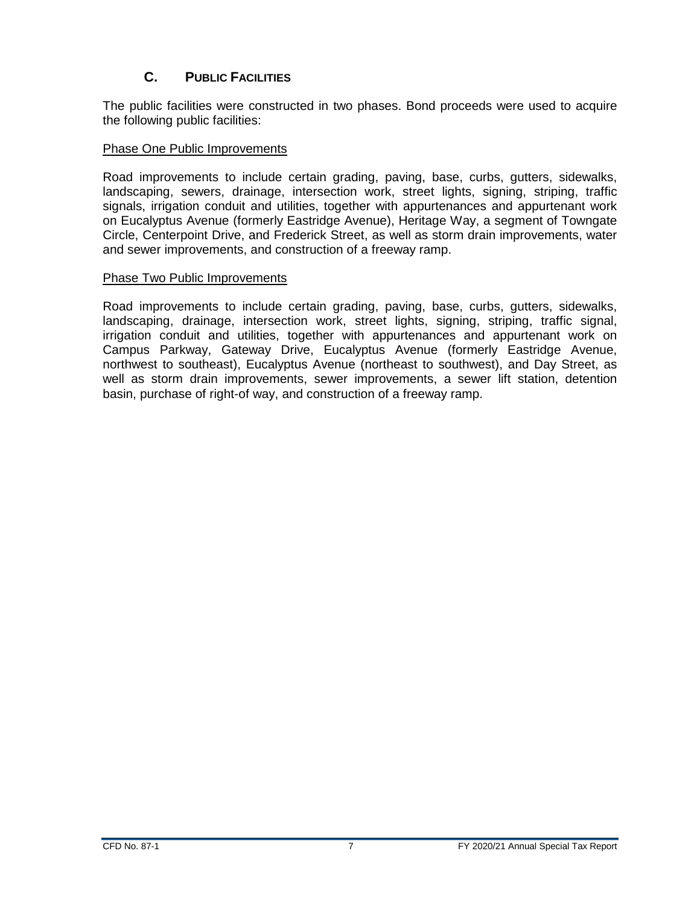## C. PUBLIC FACILITIES

The public facilities were constructed in two phases. Bond proceeds were used to acquire the following public facilities:

Phase One Public Improvements

Road improvements to include certain grading, paving, base, curbs, gutters, sidewalks, landscaping, sewers, drainage, intersection work, street lights, signing, striping, traffic signals, irrigation conduit and utilities, together with appurtenances and appurtenant work on Eucalyptus Avenue (formerly Eastridge Avenue), Heritage Way, a segment of Towngate Circle, Centerpoint Drive, and Frederick Street, as well as storm drain improvements, water and sewer improvements, and construction of a freeway ramp.

Phase Two Public Improvements

Road improvements to include certain grading, paving, base, curbs, gutters, sidewalks, landscaping, drainage, intersection work, street lights, signing, striping, traffic signal, irrigation conduit and utilities, together with appurtenances and appurtenant work on Campus Parkway, Gateway Drive, Eucalyptus Avenue (formerly Eastridge Avenue, northwest to southeast), Eucalyptus Avenue (northeast to southwest), and Day Street, as well as storm drain improvements, sewer improvements, a sewer lift station, detention basin, purchase of right-of way, and construction of a freeway ramp.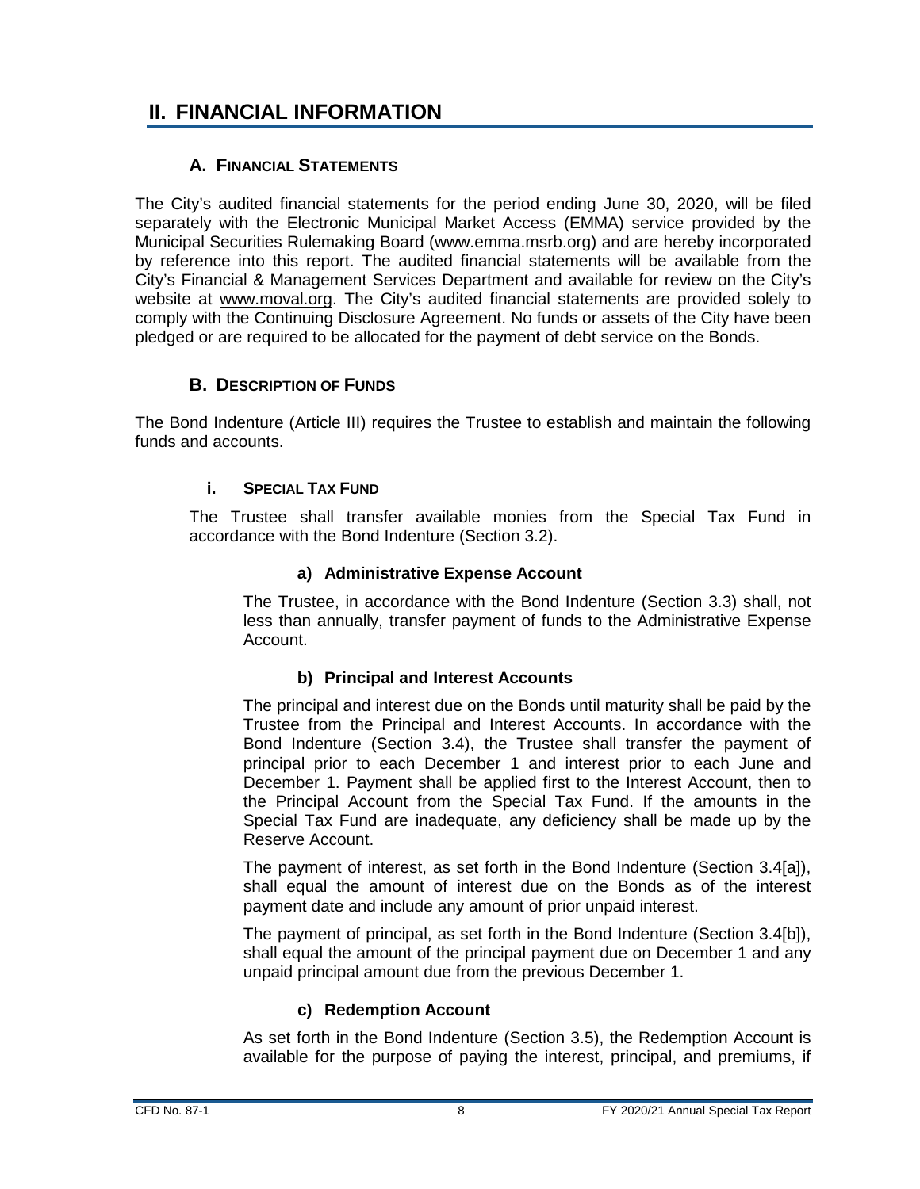# II. FINANCIAL INFORMATION

## A. FINANCIAL STATEMENTS

The City's audited financial statements for the period ending June 30, 2020, will be filed separately with the Electronic Municipal Market Access (EMMA) service provided by the Municipal Securities Rulemaking Board (www.emma.msrb.org) and are hereby incorporated by reference into this report. The audited financial statements will be available from the City's Financial & Management Services Department and available for review on the City's website at www.moval.org. The City's audited financial statements are provided solely to comply with the Continuing Disclosure Agreement. No funds or assets of the City have been pledged or are required to be allocated for the payment of debt service on the Bonds.

## B. DESCRIPTION OF FUNDS

The Bond Indenture (Article III) requires the Trustee to establish and maintain the following funds and accounts.

### i. SPECIAL TAX FUND

The Trustee shall transfer available monies from the Special Tax Fund in accordance with the Bond Indenture (Section 3.2).

#### a) Administrative Expense Account

The Trustee, in accordance with the Bond Indenture (Section 3.3) shall, not less than annually, transfer payment of funds to the Administrative Expense Account.

#### b) Principal and Interest Accounts

The principal and interest due on the Bonds until maturity shall be paid by the Trustee from the Principal and Interest Accounts. In accordance with the Bond Indenture (Section 3.4), the Trustee shall transfer the payment of principal prior to each December 1 and interest prior to each June and December 1. Payment shall be applied first to the Interest Account, then to the Principal Account from the Special Tax Fund. If the amounts in the Special Tax Fund are inadequate, any deficiency shall be made up by the Reserve Account.

The payment of interest, as set forth in the Bond Indenture (Section 3.4[a]), shall equal the amount of interest due on the Bonds as of the interest payment date and include any amount of prior unpaid interest.

The payment of principal, as set forth in the Bond Indenture (Section 3.4[b]), shall equal the amount of the principal payment due on December 1 and any unpaid principal amount due from the previous December 1.

#### c) Redemption Account

As set forth in the Bond Indenture (Section 3.5), the Redemption Account is available for the purpose of paying the interest, principal, and premiums, if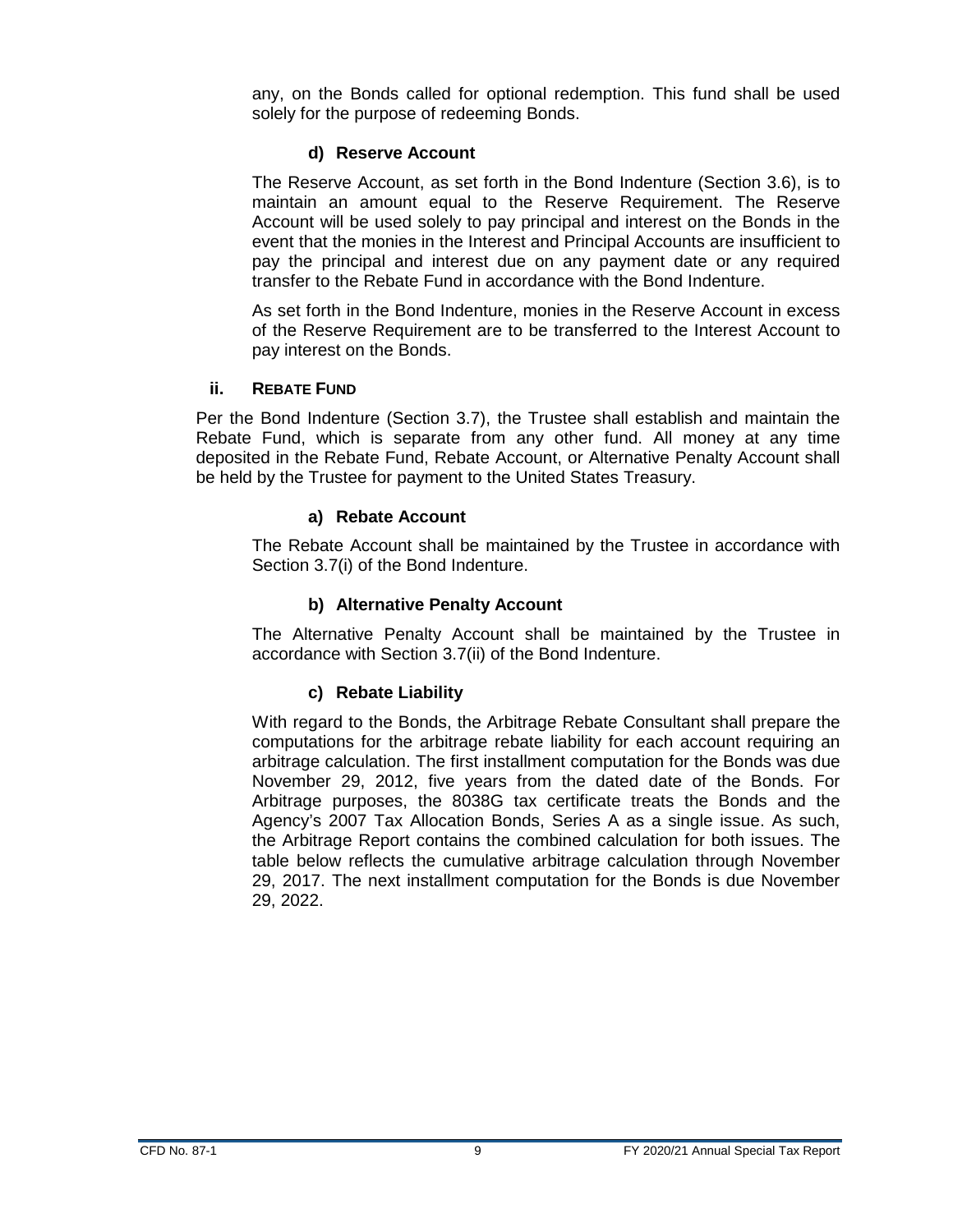any, on the Bonds called for optional redemption. This fund shall be used solely for the purpose of redeeming Bonds.

#### d) Reserve Account

The Reserve Account, as set forth in the Bond Indenture (Section 3.6), is to maintain an amount equal to the Reserve Requirement. The Reserve Account will be used solely to pay principal and interest on the Bonds in the event that the monies in the Interest and Principal Accounts are insufficient to pay the principal and interest due on any payment date or any required transfer to the Rebate Fund in accordance with the Bond Indenture.

As set forth in the Bond Indenture, monies in the Reserve Account in excess of the Reserve Requirement are to be transferred to the Interest Account to pay interest on the Bonds.

### ii. Rebate Fund

Per the Bond Indenture (Section 3.7), the Trustee shall establish and maintain the Rebate Fund, which is separate from any other fund. All money at any time deposited in the Rebate Fund, Rebate Account, or Alternative Penalty Account shall be held by the Trustee for payment to the United States Treasury.

#### a) Rebate Account

The Rebate Account shall be maintained by the Trustee in accordance with Section 3.7(i) of the Bond Indenture.

#### b) Alternative Penalty Account

The Alternative Penalty Account shall be maintained by the Trustee in accordance with Section 3.7(ii) of the Bond Indenture.

#### c) Rebate Liability

With regard to the Bonds, the Arbitrage Rebate Consultant shall prepare the computations for the arbitrage rebate liability for each account requiring an arbitrage calculation. The first installment computation for the Bonds was due November 29, 2012, five years from the dated date of the Bonds. For Arbitrage purposes, the 8038G tax certificate treats the Bonds and the Agency's 2007 Tax Allocation Bonds, Series A as a single issue. As such, the Arbitrage Report contains the combined calculation for both issues. The table below reflects the cumulative arbitrage calculation through November 29, 2017. The next installment computation for the Bonds is due November 29, 2022.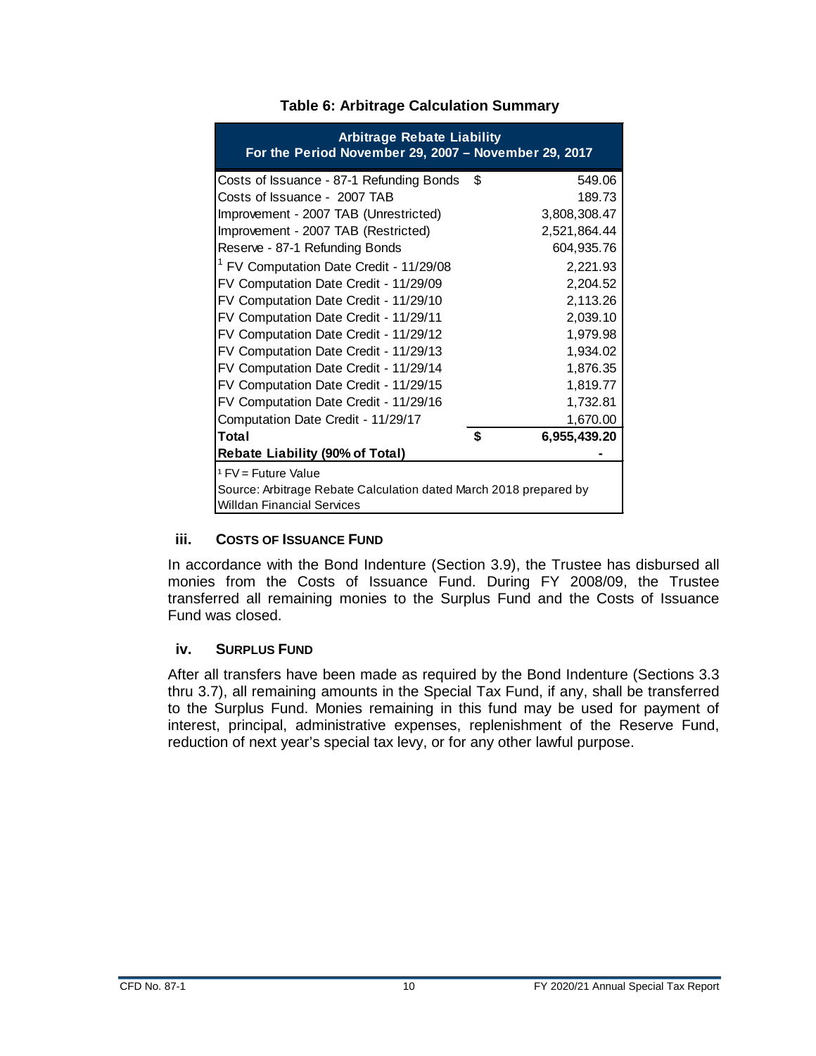**Table 6: Arbitrage Calculation Summary**

| Arbitrage Rebate Liability<br>For the Period November 29, 2007 – November 29, 2017 | | |
|---|---|---|
| Costs of Issuance - 87-1 Refunding Bonds | $ | 549.06 |
| Costs of Issuance - 2007 TAB | | 189.73 |
| Improvement - 2007 TAB (Unrestricted) | | 3,808,308.47 |
| Improvement - 2007 TAB (Restricted) | | 2,521,864.44 |
| Reserve - 87-1 Refunding Bonds | | 604,935.76 |
| [1] FV Computation Date Credit - 11/29/08 | | 2,221.93 |
| FV Computation Date Credit - 11/29/09 | | 2,204.52 |
| FV Computation Date Credit - 11/29/10 | | 2,113.26 |
| FV Computation Date Credit - 11/29/11 | | 2,039.10 |
| FV Computation Date Credit - 11/29/12 | | 1,979.98 |
| FV Computation Date Credit - 11/29/13 | | 1,934.02 |
| FV Computation Date Credit - 11/29/14 | | 1,876.35 |
| FV Computation Date Credit - 11/29/15 | | 1,819.77 |
| FV Computation Date Credit - 11/29/16 | | 1,732.81 |
| Computation Date Credit - 11/29/17 | | 1,670.00 |
| **Total** | **$** | **6,955,439.20** |
| **Rebate Liability (90% of Total)** | | **-** |

[1] FV = Future Value

Source: Arbitrage Rebate Calculation dated March 2018 prepared by Willdan Financial Services

### iii. Costs of Issuance Fund

In accordance with the Bond Indenture (Section 3.9), the Trustee has disbursed all monies from the Costs of Issuance Fund. During FY 2008/09, the Trustee transferred all remaining monies to the Surplus Fund and the Costs of Issuance Fund was closed.

### iv. Surplus Fund

After all transfers have been made as required by the Bond Indenture (Sections 3.3 thru 3.7), all remaining amounts in the Special Tax Fund, if any, shall be transferred to the Surplus Fund. Monies remaining in this fund may be used for payment of interest, principal, administrative expenses, replenishment of the Reserve Fund, reduction of next year's special tax levy, or for any other lawful purpose.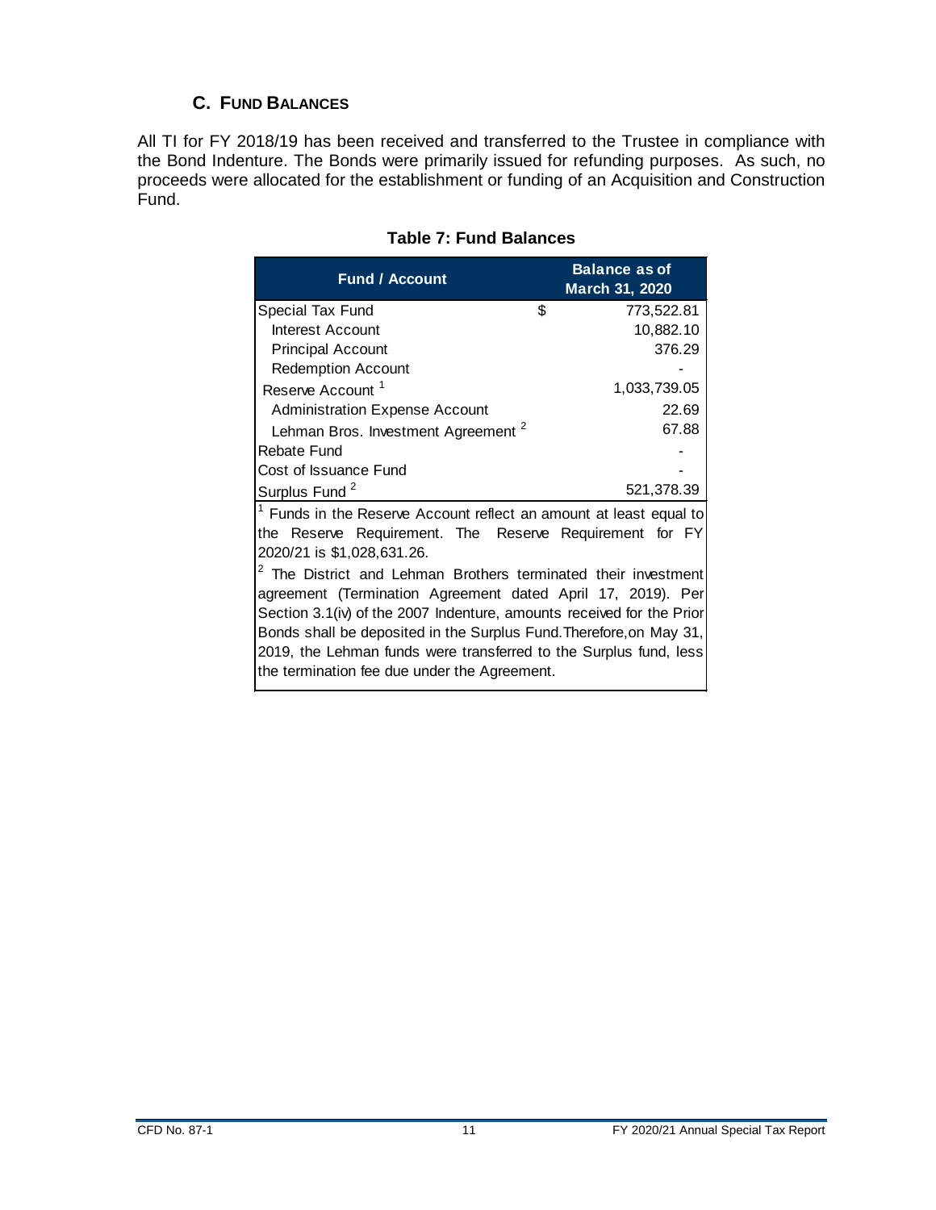### C. Fund Balances

All TI for FY 2018/19 has been received and transferred to the Trustee in compliance with the Bond Indenture. The Bonds were primarily issued for refunding purposes. As such, no proceeds were allocated for the establishment or funding of an Acquisition and Construction Fund.

**Table 7: Fund Balances**

| Fund / Account | Balance as of March 31, 2020 |
|---|---|
| Special Tax Fund | $ 773,522.81 |
| Interest Account | 10,882.10 |
| Principal Account | 376.29 |
| Redemption Account | - |
| Reserve Account [1] | 1,033,739.05 |
| Administration Expense Account | 22.69 |
| Lehman Bros. Investment Agreement [2] | 67.88 |
| Rebate Fund | - |
| Cost of Issuance Fund | - |
| Surplus Fund [2] | 521,378.39 |

[1] Funds in the Reserve Account reflect an amount at least equal to the Reserve Requirement. The Reserve Requirement for FY 2020/21 is $1,028,631.26.

[2] The District and Lehman Brothers terminated their investment agreement (Termination Agreement dated April 17, 2019). Per Section 3.1(iv) of the 2007 Indenture, amounts received for the Prior Bonds shall be deposited in the Surplus Fund. Therefore, on May 31, 2019, the Lehman funds were transferred to the Surplus fund, less the termination fee due under the Agreement.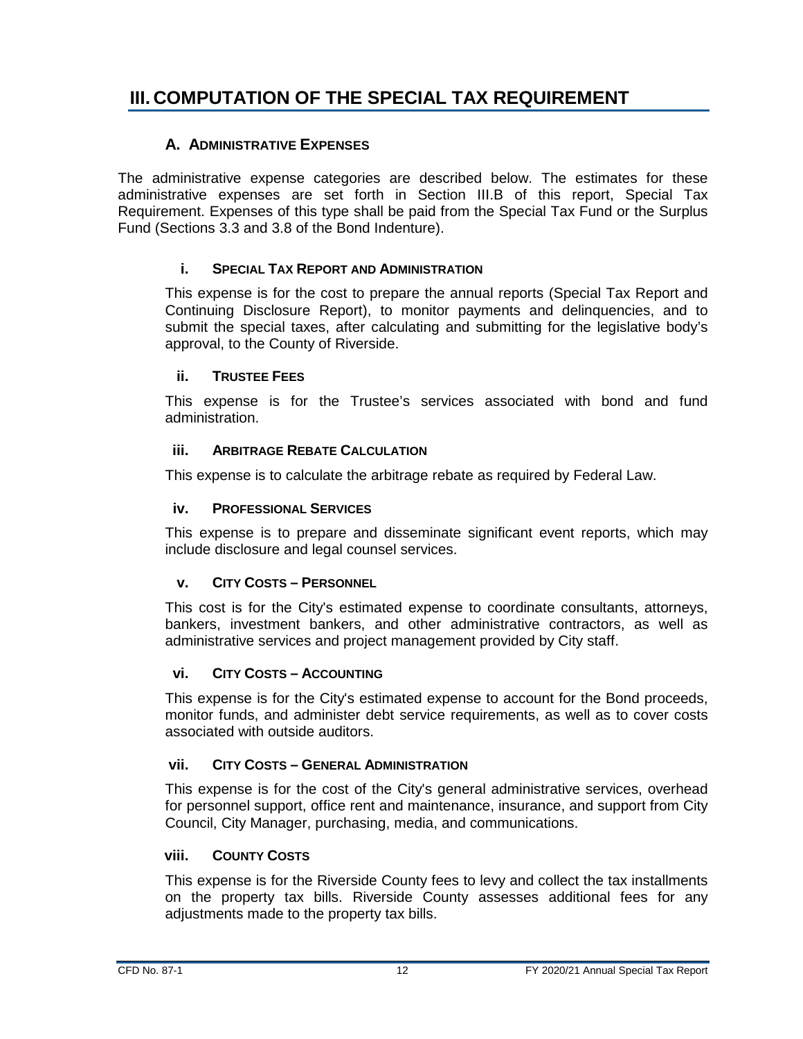# III. COMPUTATION OF THE SPECIAL TAX REQUIREMENT

## A. ADMINISTRATIVE EXPENSES

The administrative expense categories are described below. The estimates for these administrative expenses are set forth in Section III.B of this report, Special Tax Requirement. Expenses of this type shall be paid from the Special Tax Fund or the Surplus Fund (Sections 3.3 and 3.8 of the Bond Indenture).

### i. SPECIAL TAX REPORT AND ADMINISTRATION

This expense is for the cost to prepare the annual reports (Special Tax Report and Continuing Disclosure Report), to monitor payments and delinquencies, and to submit the special taxes, after calculating and submitting for the legislative body's approval, to the County of Riverside.

### ii. TRUSTEE FEES

This expense is for the Trustee's services associated with bond and fund administration.

### iii. ARBITRAGE REBATE CALCULATION

This expense is to calculate the arbitrage rebate as required by Federal Law.

### iv. PROFESSIONAL SERVICES

This expense is to prepare and disseminate significant event reports, which may include disclosure and legal counsel services.

### v. CITY COSTS – PERSONNEL

This cost is for the City's estimated expense to coordinate consultants, attorneys, bankers, investment bankers, and other administrative contractors, as well as administrative services and project management provided by City staff.

### vi. CITY COSTS – ACCOUNTING

This expense is for the City's estimated expense to account for the Bond proceeds, monitor funds, and administer debt service requirements, as well as to cover costs associated with outside auditors.

### vii. CITY COSTS – GENERAL ADMINISTRATION

This expense is for the cost of the City's general administrative services, overhead for personnel support, office rent and maintenance, insurance, and support from City Council, City Manager, purchasing, media, and communications.

### viii. COUNTY COSTS

This expense is for the Riverside County fees to levy and collect the tax installments on the property tax bills. Riverside County assesses additional fees for any adjustments made to the property tax bills.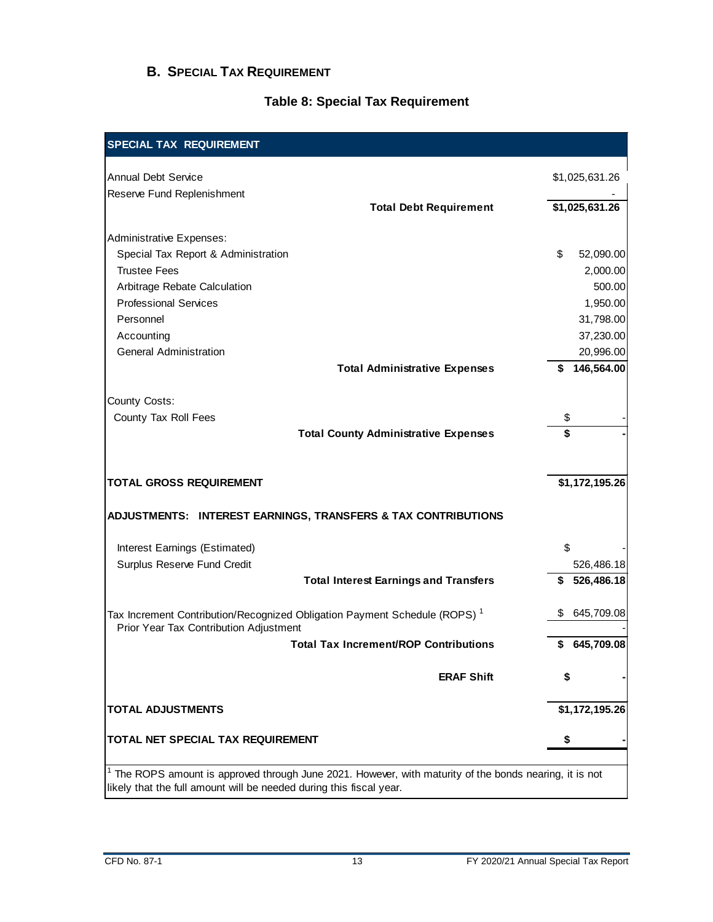## B. Special Tax Requirement

### Table 8: Special Tax Requirement

| SPECIAL TAX REQUIREMENT | |
|---|---|
| Annual Debt Service | $1,025,631.26 |
| Reserve Fund Replenishment | - |
| **Total Debt Requirement** | **$1,025,631.26** |
| Administrative Expenses: | |
| Special Tax Report & Administration | $ 52,090.00 |
| Trustee Fees | 2,000.00 |
| Arbitrage Rebate Calculation | 500.00 |
| Professional Services | 1,950.00 |
| Personnel | 31,798.00 |
| Accounting | 37,230.00 |
| General Administration | 20,996.00 |
| **Total Administrative Expenses** | **$ 146,564.00** |
| County Costs: | |
| County Tax Roll Fees | $ - |
| **Total County Administrative Expenses** | **$ -** |
| **TOTAL GROSS REQUIREMENT** | **$1,172,195.26** |
| **ADJUSTMENTS: INTEREST EARNINGS, TRANSFERS & TAX CONTRIBUTIONS** | |
| Interest Earnings (Estimated) | $ - |
| Surplus Reserve Fund Credit | 526,486.18 |
| **Total Interest Earnings and Transfers** | **$ 526,486.18** |
| Tax Increment Contribution/Recognized Obligation Payment Schedule (ROPS) [1] | $ 645,709.08 |
| Prior Year Tax Contribution Adjustment | - |
| **Total Tax Increment/ROP Contributions** | **$ 645,709.08** |
| **ERAF Shift** | **$ -** |
| **TOTAL ADJUSTMENTS** | **$1,172,195.26** |
| **TOTAL NET SPECIAL TAX REQUIREMENT** | **$ -** |

[1] The ROPS amount is approved through June 2021. However, with maturity of the bonds nearing, it is not likely that the full amount will be needed during this fiscal year.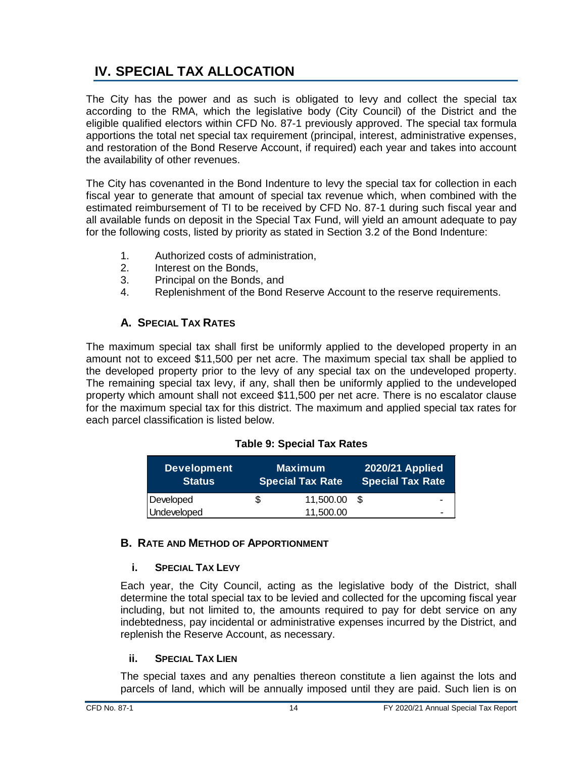# IV. SPECIAL TAX ALLOCATION

The City has the power and as such is obligated to levy and collect the special tax according to the RMA, which the legislative body (City Council) of the District and the eligible qualified electors within CFD No. 87-1 previously approved. The special tax formula apportions the total net special tax requirement (principal, interest, administrative expenses, and restoration of the Bond Reserve Account, if required) each year and takes into account the availability of other revenues.

The City has covenanted in the Bond Indenture to levy the special tax for collection in each fiscal year to generate that amount of special tax revenue which, when combined with the estimated reimbursement of TI to be received by CFD No. 87-1 during such fiscal year and all available funds on deposit in the Special Tax Fund, will yield an amount adequate to pay for the following costs, listed by priority as stated in Section 3.2 of the Bond Indenture:

1. Authorized costs of administration,
2. Interest on the Bonds,
3. Principal on the Bonds, and
4. Replenishment of the Bond Reserve Account to the reserve requirements.

## A. SPECIAL TAX RATES

The maximum special tax shall first be uniformly applied to the developed property in an amount not to exceed $11,500 per net acre. The maximum special tax shall be applied to the developed property prior to the levy of any special tax on the undeveloped property. The remaining special tax levy, if any, shall then be uniformly applied to the undeveloped property which amount shall not exceed $11,500 per net acre. There is no escalator clause for the maximum special tax for this district. The maximum and applied special tax rates for each parcel classification is listed below.

**Table 9: Special Tax Rates**

| Development Status | Maximum Special Tax Rate | 2020/21 Applied Special Tax Rate |
|---|---|---|
| Developed | $ 11,500.00 | $ - |
| Undeveloped | 11,500.00 | - |

## B. RATE AND METHOD OF APPORTIONMENT

### i. SPECIAL TAX LEVY

Each year, the City Council, acting as the legislative body of the District, shall determine the total special tax to be levied and collected for the upcoming fiscal year including, but not limited to, the amounts required to pay for debt service on any indebtedness, pay incidental or administrative expenses incurred by the District, and replenish the Reserve Account, as necessary.

### ii. SPECIAL TAX LIEN

The special taxes and any penalties thereon constitute a lien against the lots and parcels of land, which will be annually imposed until they are paid. Such lien is on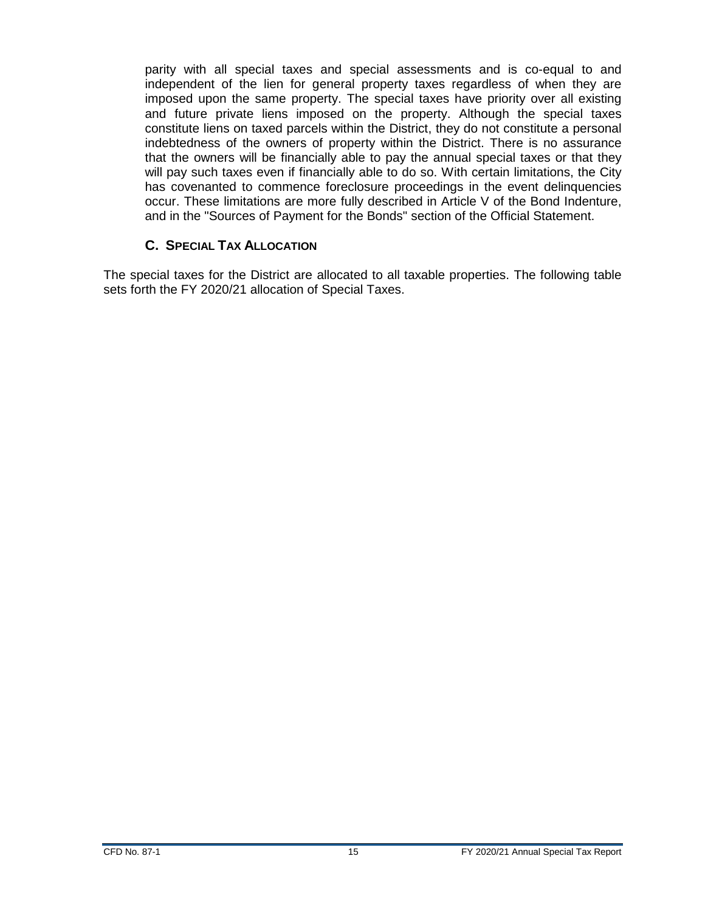parity with all special taxes and special assessments and is co-equal to and independent of the lien for general property taxes regardless of when they are imposed upon the same property. The special taxes have priority over all existing and future private liens imposed on the property. Although the special taxes constitute liens on taxed parcels within the District, they do not constitute a personal indebtedness of the owners of property within the District. There is no assurance that the owners will be financially able to pay the annual special taxes or that they will pay such taxes even if financially able to do so. With certain limitations, the City has covenanted to commence foreclosure proceedings in the event delinquencies occur. These limitations are more fully described in Article V of the Bond Indenture, and in the "Sources of Payment for the Bonds" section of the Official Statement.

### C. Special Tax Allocation

The special taxes for the District are allocated to all taxable properties. The following table sets forth the FY 2020/21 allocation of Special Taxes.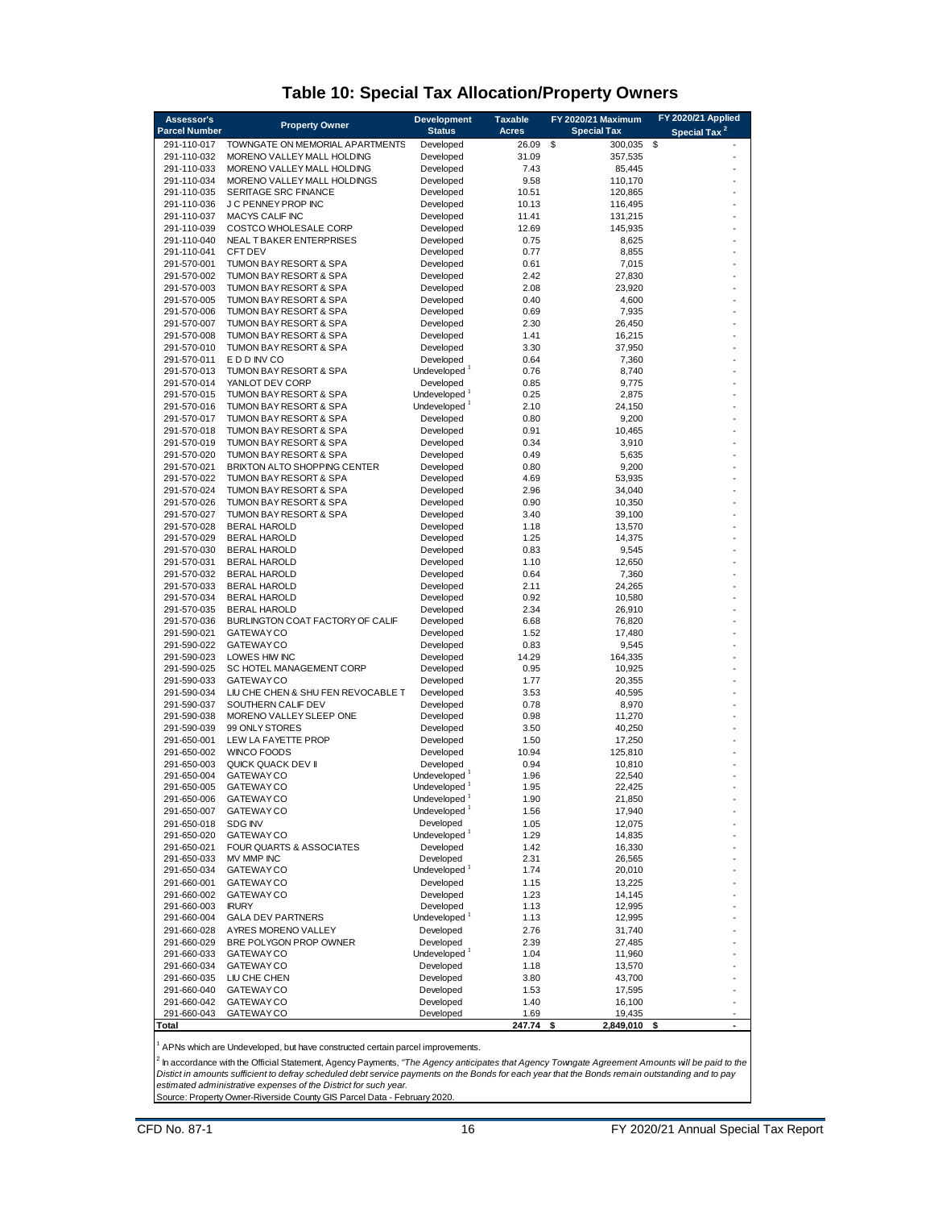## Table 10: Special Tax Allocation/Property Owners

| Assessor's Parcel Number | Property Owner | Development Status | Taxable Acres | FY 2020/21 Maximum Special Tax | FY 2020/21 Applied Special Tax [2] |
|---|---|---|---|---|---|
| 291-110-017 | TOWNGATE ON MEMORIAL APARTMENTS | Developed | 26.09 | $ 300,035 | $ - |
| 291-110-032 | MORENO VALLEY MALL HOLDING | Developed | 31.09 | 357,535 | - |
| 291-110-033 | MORENO VALLEY MALL HOLDING | Developed | 7.43 | 85,445 | - |
| 291-110-034 | MORENO VALLEY MALL HOLDINGS | Developed | 9.58 | 110,170 | - |
| 291-110-035 | SERITAGE SRC FINANCE | Developed | 10.51 | 120,865 | - |
| 291-110-036 | J C PENNEY PROP INC | Developed | 10.13 | 116,495 | - |
| 291-110-037 | MACYS CALIF INC | Developed | 11.41 | 131,215 | - |
| 291-110-039 | COSTCO WHOLESALE CORP | Developed | 12.69 | 145,935 | - |
| 291-110-040 | NEAL T BAKER ENTERPRISES | Developed | 0.75 | 8,625 | - |
| 291-110-041 | CFT DEV | Developed | 0.77 | 8,855 | - |
| 291-570-001 | TUMON BAY RESORT & SPA | Developed | 0.61 | 7,015 | - |
| 291-570-002 | TUMON BAY RESORT & SPA | Developed | 2.42 | 27,830 | - |
| 291-570-003 | TUMON BAY RESORT & SPA | Developed | 2.08 | 23,920 | - |
| 291-570-005 | TUMON BAY RESORT & SPA | Developed | 0.40 | 4,600 | - |
| 291-570-006 | TUMON BAY RESORT & SPA | Developed | 0.69 | 7,935 | - |
| 291-570-007 | TUMON BAY RESORT & SPA | Developed | 2.30 | 26,450 | - |
| 291-570-008 | TUMON BAY RESORT & SPA | Developed | 1.41 | 16,215 | - |
| 291-570-010 | TUMON BAY RESORT & SPA | Developed | 3.30 | 37,950 | - |
| 291-570-011 | E D D INV CO | Developed | 0.64 | 7,360 | - |
| 291-570-013 | TUMON BAY RESORT & SPA | Undeveloped [1] | 0.76 | 8,740 | - |
| 291-570-014 | YANLOT DEV CORP | Developed | 0.85 | 9,775 | - |
| 291-570-015 | TUMON BAY RESORT & SPA | Undeveloped [1] | 0.25 | 2,875 | - |
| 291-570-016 | TUMON BAY RESORT & SPA | Undeveloped [1] | 2.10 | 24,150 | - |
| 291-570-017 | TUMON BAY RESORT & SPA | Developed | 0.80 | 9,200 | - |
| 291-570-018 | TUMON BAY RESORT & SPA | Developed | 0.91 | 10,465 | - |
| 291-570-019 | TUMON BAY RESORT & SPA | Developed | 0.34 | 3,910 | - |
| 291-570-020 | TUMON BAY RESORT & SPA | Developed | 0.49 | 5,635 | - |
| 291-570-021 | BRIXTON ALTO SHOPPING CENTER | Developed | 0.80 | 9,200 | - |
| 291-570-022 | TUMON BAY RESORT & SPA | Developed | 4.69 | 53,935 | - |
| 291-570-024 | TUMON BAY RESORT & SPA | Developed | 2.96 | 34,040 | - |
| 291-570-026 | TUMON BAY RESORT & SPA | Developed | 0.90 | 10,350 | - |
| 291-570-027 | TUMON BAY RESORT & SPA | Developed | 3.40 | 39,100 | - |
| 291-570-028 | BERAL HAROLD | Developed | 1.18 | 13,570 | - |
| 291-570-029 | BERAL HAROLD | Developed | 1.25 | 14,375 | - |
| 291-570-030 | BERAL HAROLD | Developed | 0.83 | 9,545 | - |
| 291-570-031 | BERAL HAROLD | Developed | 1.10 | 12,650 | - |
| 291-570-032 | BERAL HAROLD | Developed | 0.64 | 7,360 | - |
| 291-570-033 | BERAL HAROLD | Developed | 2.11 | 24,265 | - |
| 291-570-034 | BERAL HAROLD | Developed | 0.92 | 10,580 | - |
| 291-570-035 | BERAL HAROLD | Developed | 2.34 | 26,910 | - |
| 291-570-036 | BURLINGTON COAT FACTORY OF CALIF | Developed | 6.68 | 76,820 | - |
| 291-590-021 | GATEWAY CO | Developed | 1.52 | 17,480 | - |
| 291-590-022 | GATEWAY CO | Developed | 0.83 | 9,545 | - |
| 291-590-023 | LOWES HIW INC | Developed | 14.29 | 164,335 | - |
| 291-590-025 | SC HOTEL MANAGEMENT CORP | Developed | 0.95 | 10,925 | - |
| 291-590-033 | GATEWAY CO | Developed | 1.77 | 20,355 | - |
| 291-590-034 | LIU CHE CHEN & SHU FEN REVOCABLE T | Developed | 3.53 | 40,595 | - |
| 291-590-037 | SOUTHERN CALIF DEV | Developed | 0.78 | 8,970 | - |
| 291-590-038 | MORENO VALLEY SLEEP ONE | Developed | 0.98 | 11,270 | - |
| 291-590-039 | 99 ONLY STORES | Developed | 3.50 | 40,250 | - |
| 291-650-001 | LEW LA FAYETTE PROP | Developed | 1.50 | 17,250 | - |
| 291-650-002 | WINCO FOODS | Developed | 10.94 | 125,810 | - |
| 291-650-003 | QUICK QUACK DEV II | Developed | 0.94 | 10,810 | - |
| 291-650-004 | GATEWAY CO | Undeveloped [1] | 1.96 | 22,540 | - |
| 291-650-005 | GATEWAY CO | Undeveloped [1] | 1.95 | 22,425 | - |
| 291-650-006 | GATEWAY CO | Undeveloped [1] | 1.90 | 21,850 | - |
| 291-650-007 | GATEWAY CO | Undeveloped [1] | 1.56 | 17,940 | - |
| 291-650-018 | SDG INV | Developed | 1.05 | 12,075 | - |
| 291-650-020 | GATEWAY CO | Undeveloped [1] | 1.29 | 14,835 | - |
| 291-650-021 | FOUR QUARTS & ASSOCIATES | Developed | 1.42 | 16,330 | - |
| 291-650-033 | MV MMP INC | Developed | 2.31 | 26,565 | - |
| 291-650-034 | GATEWAY CO | Undeveloped [1] | 1.74 | 20,010 | - |
| 291-660-001 | GATEWAY CO | Developed | 1.15 | 13,225 | - |
| 291-660-002 | GATEWAY CO | Developed | 1.23 | 14,145 | - |
| 291-660-003 | IRURY | Developed | 1.13 | 12,995 | - |
| 291-660-004 | GALA DEV PARTNERS | Undeveloped [1] | 1.13 | 12,995 | - |
| 291-660-028 | AYRES MORENO VALLEY | Developed | 2.76 | 31,740 | - |
| 291-660-029 | BRE POLYGON PROP OWNER | Developed | 2.39 | 27,485 | - |
| 291-660-033 | GATEWAY CO | Undeveloped [1] | 1.04 | 11,960 | - |
| 291-660-034 | GATEWAY CO | Developed | 1.18 | 13,570 | - |
| 291-660-035 | LIU CHE CHEN | Developed | 3.80 | 43,700 | - |
| 291-660-040 | GATEWAY CO | Developed | 1.53 | 17,595 | - |
| 291-660-042 | GATEWAY CO | Developed | 1.40 | 16,100 | - |
| 291-660-043 | GATEWAY CO | Developed | 1.69 | 19,435 | - |
| **Total** | | | **247.74** | **$ 2,849,010** | **$ -** |

[1] APNs which are Undeveloped, but have constructed certain parcel improvements.

[2] In accordance with the Official Statement, Agency Payments, *"The Agency anticipates that Agency Towngate Agreement Amounts will be paid to the Distict in amounts sufficient to defray scheduled debt service payments on the Bonds for each year that the Bonds remain outstanding and to pay estimated administrative expenses of the District for such year.*

Source: Property Owner-Riverside County GIS Parcel Data - February 2020.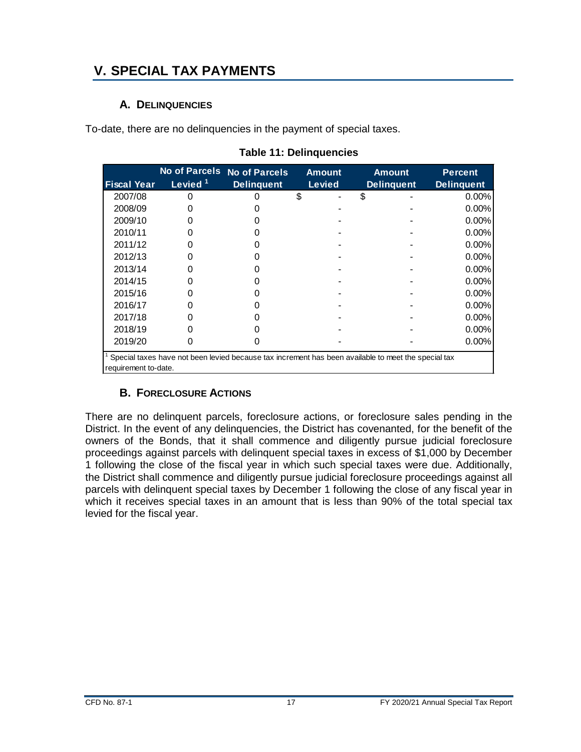# V. SPECIAL TAX PAYMENTS

## A. DELINQUENCIES

To-date, there are no delinquencies in the payment of special taxes.

**Table 11: Delinquencies**

| Fiscal Year | No of Parcels Levied [1] | No of Parcels Delinquent | Amount Levied | Amount Delinquent | Percent Delinquent |
|---|---|---|---|---|---|
| 2007/08 | 0 | 0 | $ - | $ - | 0.00% |
| 2008/09 | 0 | 0 | - | - | 0.00% |
| 2009/10 | 0 | 0 | - | - | 0.00% |
| 2010/11 | 0 | 0 | - | - | 0.00% |
| 2011/12 | 0 | 0 | - | - | 0.00% |
| 2012/13 | 0 | 0 | - | - | 0.00% |
| 2013/14 | 0 | 0 | - | - | 0.00% |
| 2014/15 | 0 | 0 | - | - | 0.00% |
| 2015/16 | 0 | 0 | - | - | 0.00% |
| 2016/17 | 0 | 0 | - | - | 0.00% |
| 2017/18 | 0 | 0 | - | - | 0.00% |
| 2018/19 | 0 | 0 | - | - | 0.00% |
| 2019/20 | 0 | 0 | - | - | 0.00% |

[1] Special taxes have not been levied because tax increment has been available to meet the special tax requirement to-date.

## B. FORECLOSURE ACTIONS

There are no delinquent parcels, foreclosure actions, or foreclosure sales pending in the District. In the event of any delinquencies, the District has covenanted, for the benefit of the owners of the Bonds, that it shall commence and diligently pursue judicial foreclosure proceedings against parcels with delinquent special taxes in excess of $1,000 by December 1 following the close of the fiscal year in which such special taxes were due. Additionally, the District shall commence and diligently pursue judicial foreclosure proceedings against all parcels with delinquent special taxes by December 1 following the close of any fiscal year in which it receives special taxes in an amount that is less than 90% of the total special tax levied for the fiscal year.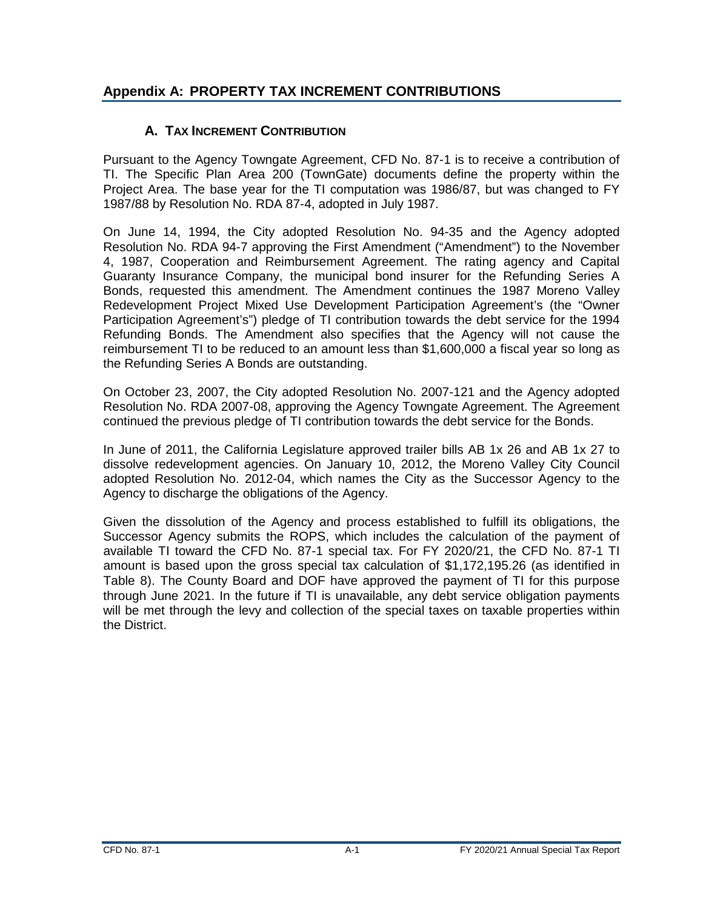## Appendix A: PROPERTY TAX INCREMENT CONTRIBUTIONS

### A. TAX INCREMENT CONTRIBUTION

Pursuant to the Agency Towngate Agreement, CFD No. 87-1 is to receive a contribution of TI. The Specific Plan Area 200 (TownGate) documents define the property within the Project Area. The base year for the TI computation was 1986/87, but was changed to FY 1987/88 by Resolution No. RDA 87-4, adopted in July 1987.

On June 14, 1994, the City adopted Resolution No. 94-35 and the Agency adopted Resolution No. RDA 94-7 approving the First Amendment ("Amendment") to the November 4, 1987, Cooperation and Reimbursement Agreement. The rating agency and Capital Guaranty Insurance Company, the municipal bond insurer for the Refunding Series A Bonds, requested this amendment. The Amendment continues the 1987 Moreno Valley Redevelopment Project Mixed Use Development Participation Agreement's (the "Owner Participation Agreement's") pledge of TI contribution towards the debt service for the 1994 Refunding Bonds. The Amendment also specifies that the Agency will not cause the reimbursement TI to be reduced to an amount less than $1,600,000 a fiscal year so long as the Refunding Series A Bonds are outstanding.

On October 23, 2007, the City adopted Resolution No. 2007-121 and the Agency adopted Resolution No. RDA 2007-08, approving the Agency Towngate Agreement. The Agreement continued the previous pledge of TI contribution towards the debt service for the Bonds.

In June of 2011, the California Legislature approved trailer bills AB 1x 26 and AB 1x 27 to dissolve redevelopment agencies. On January 10, 2012, the Moreno Valley City Council adopted Resolution No. 2012-04, which names the City as the Successor Agency to the Agency to discharge the obligations of the Agency.

Given the dissolution of the Agency and process established to fulfill its obligations, the Successor Agency submits the ROPS, which includes the calculation of the payment of available TI toward the CFD No. 87-1 special tax. For FY 2020/21, the CFD No. 87-1 TI amount is based upon the gross special tax calculation of $1,172,195.26 (as identified in Table 8). The County Board and DOF have approved the payment of TI for this purpose through June 2021. In the future if TI is unavailable, any debt service obligation payments will be met through the levy and collection of the special taxes on taxable properties within the District.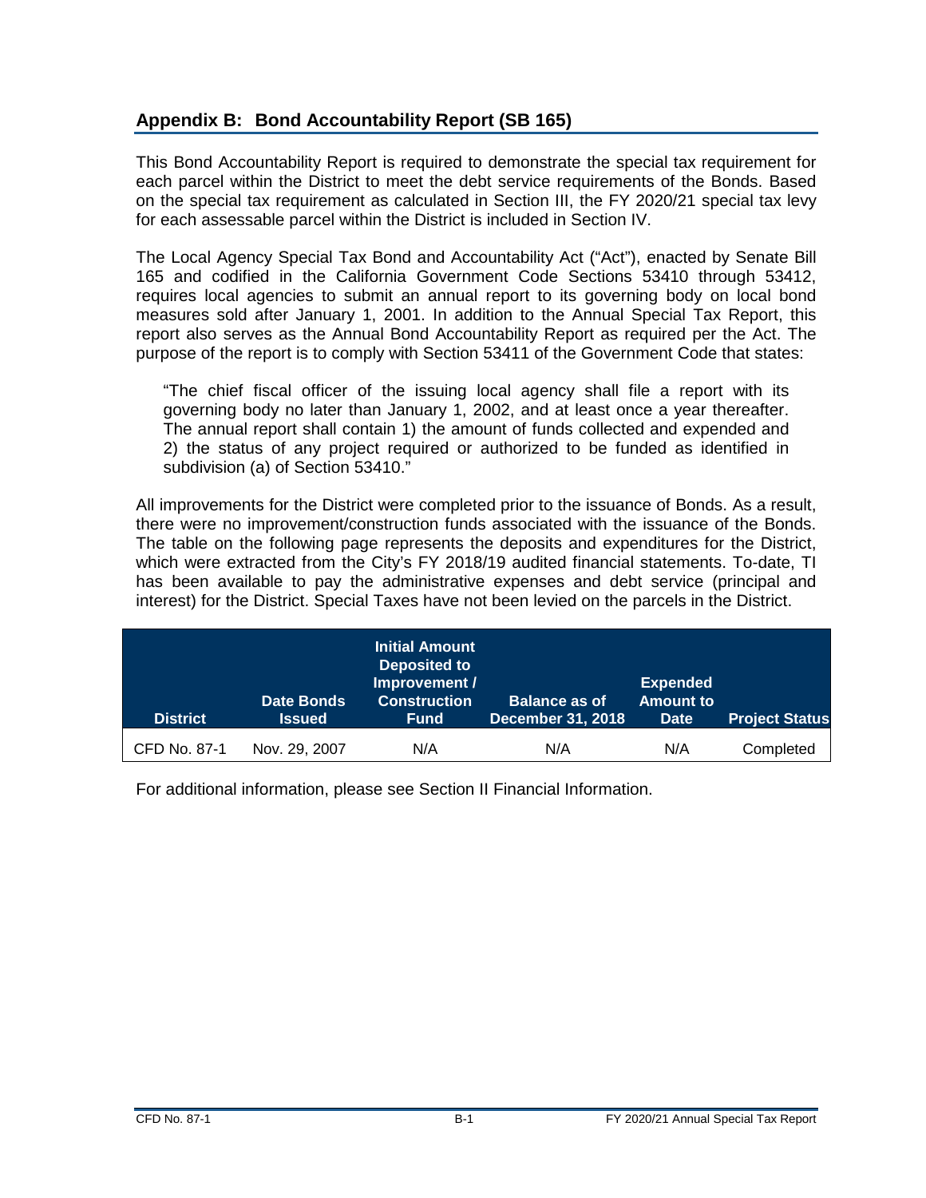## Appendix B: Bond Accountability Report (SB 165)

This Bond Accountability Report is required to demonstrate the special tax requirement for each parcel within the District to meet the debt service requirements of the Bonds. Based on the special tax requirement as calculated in Section III, the FY 2020/21 special tax levy for each assessable parcel within the District is included in Section IV.

The Local Agency Special Tax Bond and Accountability Act ("Act"), enacted by Senate Bill 165 and codified in the California Government Code Sections 53410 through 53412, requires local agencies to submit an annual report to its governing body on local bond measures sold after January 1, 2001. In addition to the Annual Special Tax Report, this report also serves as the Annual Bond Accountability Report as required per the Act. The purpose of the report is to comply with Section 53411 of the Government Code that states:

> "The chief fiscal officer of the issuing local agency shall file a report with its governing body no later than January 1, 2002, and at least once a year thereafter. The annual report shall contain 1) the amount of funds collected and expended and 2) the status of any project required or authorized to be funded as identified in subdivision (a) of Section 53410."

All improvements for the District were completed prior to the issuance of Bonds. As a result, there were no improvement/construction funds associated with the issuance of the Bonds. The table on the following page represents the deposits and expenditures for the District, which were extracted from the City's FY 2018/19 audited financial statements. To-date, TI has been available to pay the administrative expenses and debt service (principal and interest) for the District. Special Taxes have not been levied on the parcels in the District.

| District | Date Bonds Issued | Initial Amount Deposited to Improvement / Construction Fund | Balance as of December 31, 2018 | Expended Amount to Date | Project Status |
|---|---|---|---|---|---|
| CFD No. 87-1 | Nov. 29, 2007 | N/A | N/A | N/A | Completed |

For additional information, please see Section II Financial Information.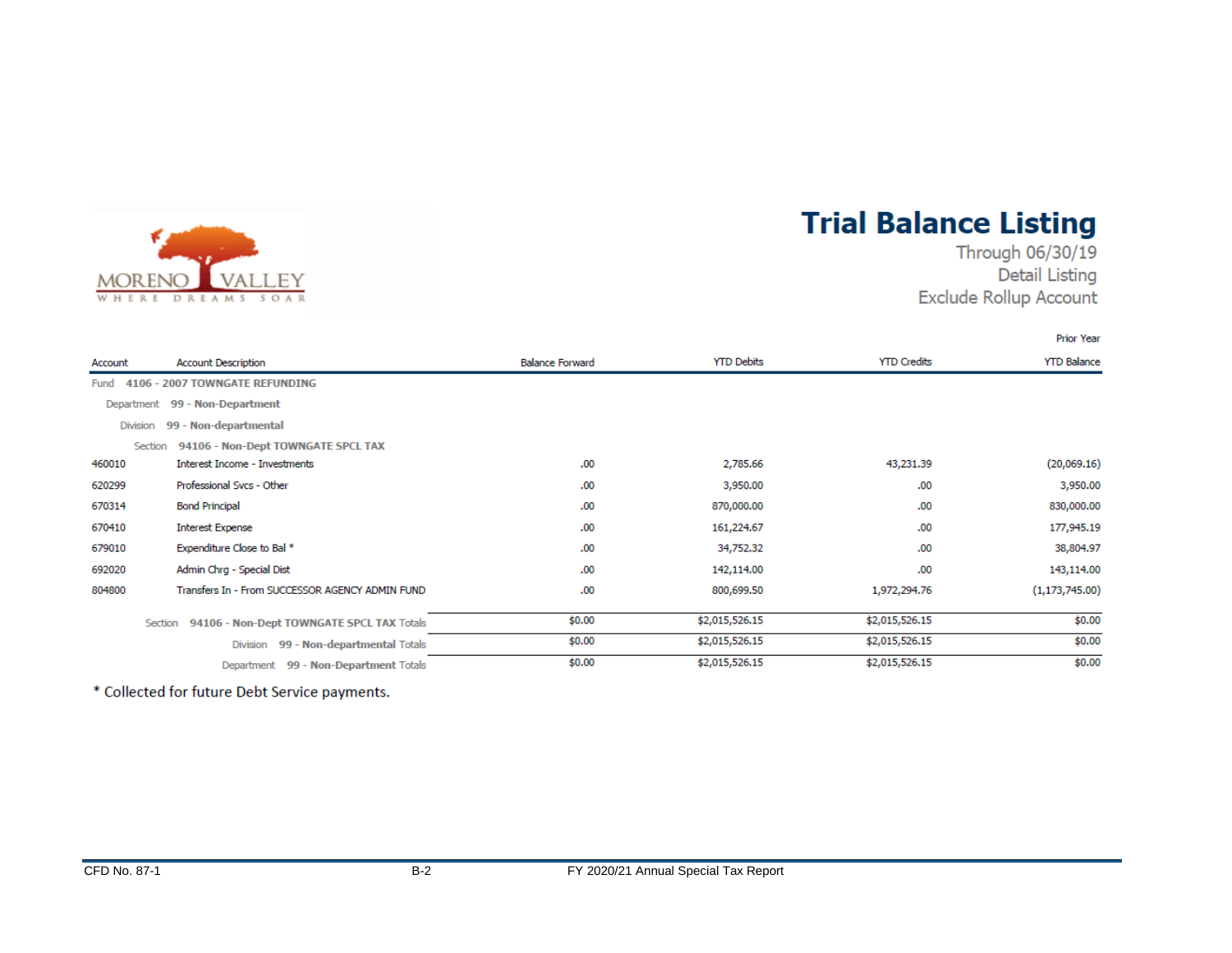MORENO VALLEY
WHERE DREAMS SOAR

# Trial Balance Listing

Through 06/30/19
Detail Listing
Exclude Rollup Account

| Account | Account Description | Balance Forward | YTD Debits | YTD Credits | Prior Year YTD Balance |
|---|---|---|---|---|---|
| Fund 4106 - 2007 TOWNGATE REFUNDING | | | | | |
| Department 99 - Non-Department | | | | | |
| Division 99 - Non-departmental | | | | | |
| Section 94106 - Non-Dept TOWNGATE SPCL TAX | | | | | |
| 460010 | Interest Income - Investments | .00 | 2,785.66 | 43,231.39 | (20,069.16) |
| 620299 | Professional Svcs - Other | .00 | 3,950.00 | .00 | 3,950.00 |
| 670314 | Bond Principal | .00 | 870,000.00 | .00 | 830,000.00 |
| 670410 | Interest Expense | .00 | 161,224.67 | .00 | 177,945.19 |
| 679010 | Expenditure Close to Bal * | .00 | 34,752.32 | .00 | 38,804.97 |
| 692020 | Admin Chrg - Special Dist | .00 | 142,114.00 | .00 | 143,114.00 |
| 804800 | Transfers In - From SUCCESSOR AGENCY ADMIN FUND | .00 | 800,699.50 | 1,972,294.76 | (1,173,745.00) |
| | Section 94106 - Non-Dept TOWNGATE SPCL TAX Totals | $0.00 | $2,015,526.15 | $2,015,526.15 | $0.00 |
| | Division 99 - Non-departmental Totals | $0.00 | $2,015,526.15 | $2,015,526.15 | $0.00 |
| | Department 99 - Non-Department Totals | $0.00 | $2,015,526.15 | $2,015,526.15 | $0.00 |

* Collected for future Debt Service payments.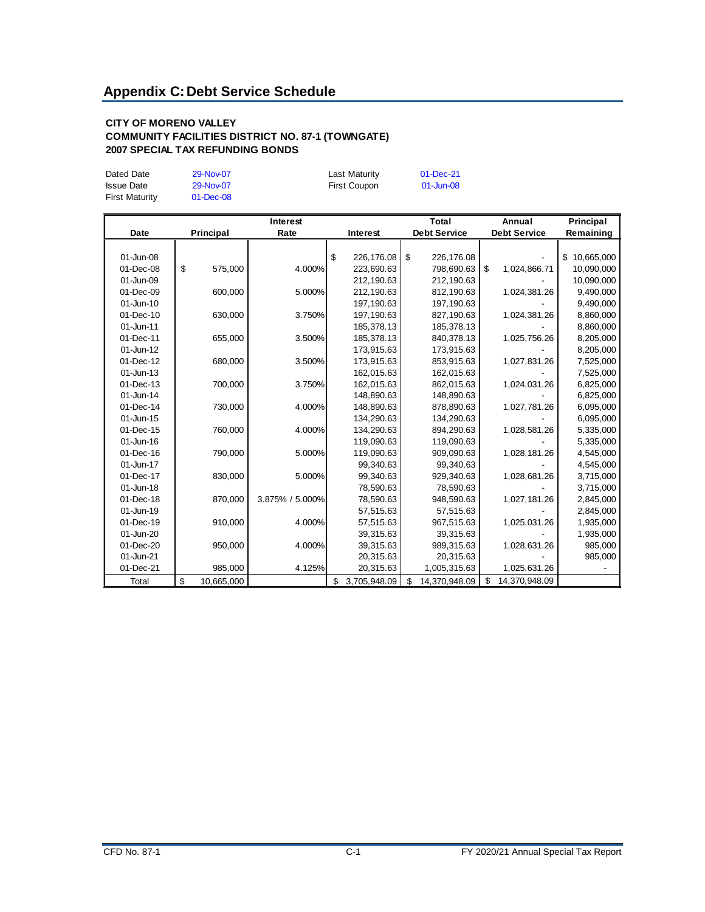## Appendix C: Debt Service Schedule

**CITY OF MORENO VALLEY**
**COMMUNITY FACILITIES DISTRICT NO. 87-1 (TOWNGATE)**
**2007 SPECIAL TAX REFUNDING BONDS**

| | | | | |
|---|---|---|---|---|
| Dated Date | 29-Nov-07 | | Last Maturity | 01-Dec-21 |
| Issue Date | 29-Nov-07 | | First Coupon | 01-Jun-08 |
| First Maturity | 01-Dec-08 | | | |

| Date | Principal | Interest Rate | Interest | Total Debt Service | Annual Debt Service | Principal Remaining |
|---|---|---|---|---|---|---|
| 01-Jun-08 | | | $ 226,176.08 | $ 226,176.08 | - | $ 10,665,000 |
| 01-Dec-08 | $ 575,000 | 4.000% | 223,690.63 | 798,690.63 | $ 1,024,866.71 | 10,090,000 |
| 01-Jun-09 | | | 212,190.63 | 212,190.63 | - | 10,090,000 |
| 01-Dec-09 | 600,000 | 5.000% | 212,190.63 | 812,190.63 | 1,024,381.26 | 9,490,000 |
| 01-Jun-10 | | | 197,190.63 | 197,190.63 | - | 9,490,000 |
| 01-Dec-10 | 630,000 | 3.750% | 197,190.63 | 827,190.63 | 1,024,381.26 | 8,860,000 |
| 01-Jun-11 | | | 185,378.13 | 185,378.13 | - | 8,860,000 |
| 01-Dec-11 | 655,000 | 3.500% | 185,378.13 | 840,378.13 | 1,025,756.26 | 8,205,000 |
| 01-Jun-12 | | | 173,915.63 | 173,915.63 | - | 8,205,000 |
| 01-Dec-12 | 680,000 | 3.500% | 173,915.63 | 853,915.63 | 1,027,831.26 | 7,525,000 |
| 01-Jun-13 | | | 162,015.63 | 162,015.63 | - | 7,525,000 |
| 01-Dec-13 | 700,000 | 3.750% | 162,015.63 | 862,015.63 | 1,024,031.26 | 6,825,000 |
| 01-Jun-14 | | | 148,890.63 | 148,890.63 | - | 6,825,000 |
| 01-Dec-14 | 730,000 | 4.000% | 148,890.63 | 878,890.63 | 1,027,781.26 | 6,095,000 |
| 01-Jun-15 | | | 134,290.63 | 134,290.63 | - | 6,095,000 |
| 01-Dec-15 | 760,000 | 4.000% | 134,290.63 | 894,290.63 | 1,028,581.26 | 5,335,000 |
| 01-Jun-16 | | | 119,090.63 | 119,090.63 | - | 5,335,000 |
| 01-Dec-16 | 790,000 | 5.000% | 119,090.63 | 909,090.63 | 1,028,181.26 | 4,545,000 |
| 01-Jun-17 | | | 99,340.63 | 99,340.63 | - | 4,545,000 |
| 01-Dec-17 | 830,000 | 5.000% | 99,340.63 | 929,340.63 | 1,028,681.26 | 3,715,000 |
| 01-Jun-18 | | | 78,590.63 | 78,590.63 | - | 3,715,000 |
| 01-Dec-18 | 870,000 | 3.875% / 5.000% | 78,590.63 | 948,590.63 | 1,027,181.26 | 2,845,000 |
| 01-Jun-19 | | | 57,515.63 | 57,515.63 | - | 2,845,000 |
| 01-Dec-19 | 910,000 | 4.000% | 57,515.63 | 967,515.63 | 1,025,031.26 | 1,935,000 |
| 01-Jun-20 | | | 39,315.63 | 39,315.63 | - | 1,935,000 |
| 01-Dec-20 | 950,000 | 4.000% | 39,315.63 | 989,315.63 | 1,028,631.26 | 985,000 |
| 01-Jun-21 | | | 20,315.63 | 20,315.63 | - | 985,000 |
| 01-Dec-21 | 985,000 | 4.125% | 20,315.63 | 1,005,315.63 | 1,025,631.26 | - |
| Total | $ 10,665,000 | | $ 3,705,948.09 | $ 14,370,948.09 | $ 14,370,948.09 | |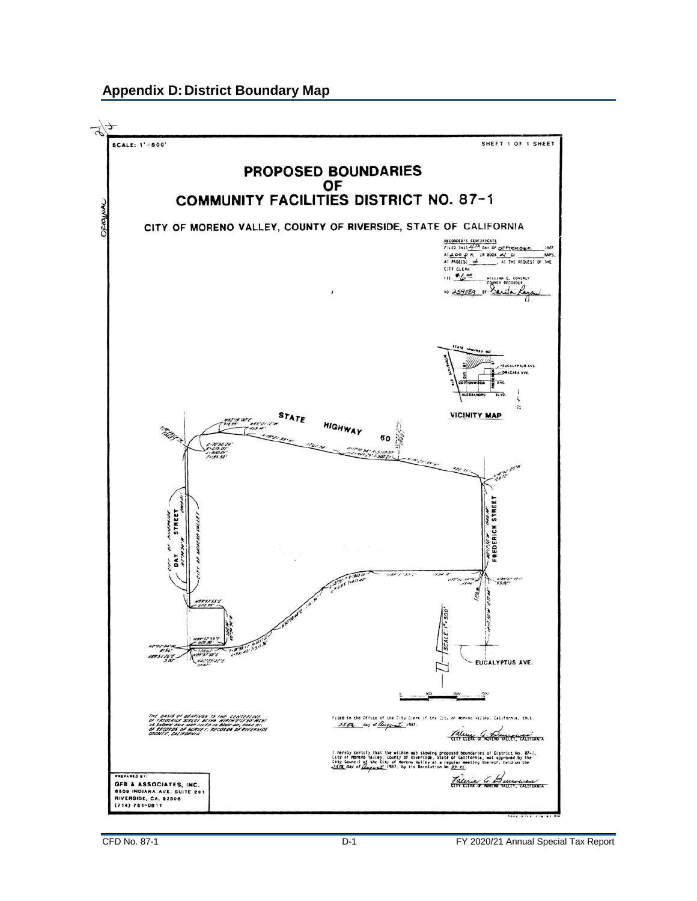## Appendix D: District Boundary Map

SCALE: 1" = 500'

SHEET 1 OF 1 SHEET

**PROPOSED BOUNDARIES**
**OF**
**COMMUNITY FACILITIES DISTRICT NO. 87-1**

CITY OF MORENO VALLEY, COUNTY OF RIVERSIDE, STATE OF CALIFORNIA

RECORDER'S CERTIFICATE
FILED THIS 4TH DAY OF SEPTEMBER 1987
AT 2:00 P.M. IN BOOK 21 OF MAPS,
AT PAGE(S) 4, AT THE REQUEST OF THE CITY CLERK
FEE: $1.00 WILLIAM E. CONERLY COUNTY RECORDER
NO. 259089 BY: Santa Reyes

VICINITY MAP

STATE HIGHWAY 60

DAY STREET

FREDERICK STREET

EUCALYPTUS AVE.

THE BASIS OF BEARINGS IS THE CENTERLINE OF FREDERICK STREET BEING NORTH 0°11'50" WEST AS SHOWN ON A MAP FILED IN BOOK 40, PAGE 71, OF RECORDS OF SURVEY, RECORDS OF RIVERSIDE COUNTY, CALIFORNIA.

Filed in the Office of the City Clerk of the City of Moreno Valley, California, this 25th day of August 1987.

CITY CLERK OF MORENO VALLEY, CALIFORNIA

I hereby certify that the within map showing proposed boundaries of District No. 87-1, City of Moreno Valley, County of Riverside, State of California, was approved by the City Council of the City of Moreno Valley at a regular meeting thereof, held on the 25th day of August 1987, by its Resolution No. 87-33.

CITY CLERK OF MORENO VALLEY, CALIFORNIA

PREPARED BY:
GFB & ASSOCIATES, INC.
6809 INDIANA AVE. SUITE 201
RIVERSIDE, CA. 92506
(714) 781-0811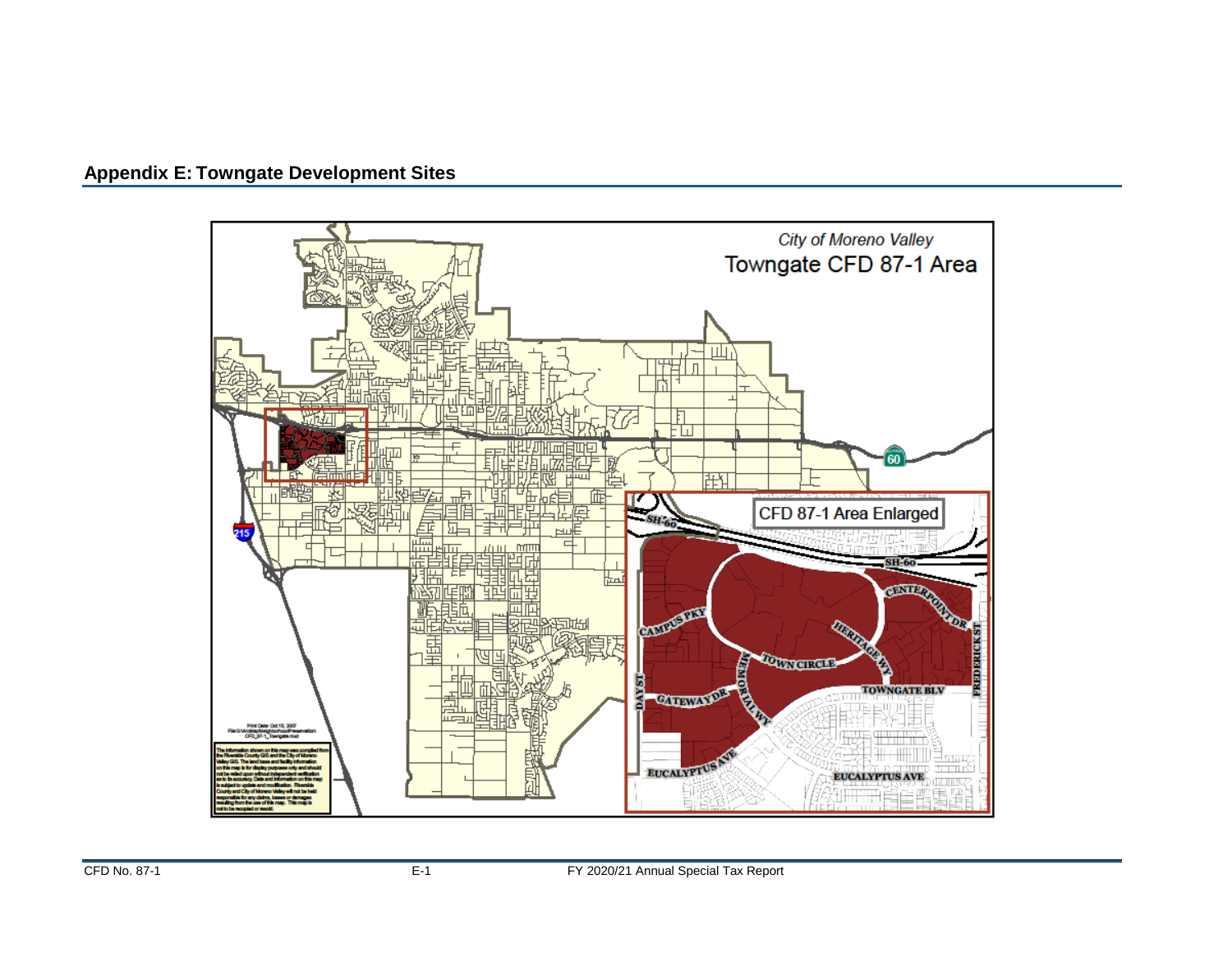## Appendix E: Towngate Development Sites

*City of Moreno Valley*

Towngate CFD 87-1 Area

CFD 87-1 Area Enlarged

SH-60

SH-60

CENTERPOINT DR

CAMPUS PKY

HERITAGE WY

TOWN CIRCLE

MEMORIAL WY

FREDERICK ST

DAY ST

GATEWAY DR

TOWNGATE BLV

EUCALYPTUS AVE

EUCALYPTUS AVE

60

215

Print Date: Oct 15, 2007

The information shown on this map was compiled from the Riverside County GIS and the City of Moreno Valley GIS. The land base and facility information on this map is for display purposes only and should not be relied upon without independent verification as to its accuracy. Data and information on this map is subject to update and modification. Riverside County and City of Moreno Valley will not be held responsible for any claims, losses or damages resulting from the use of this map. This map is not to be resold or resold.